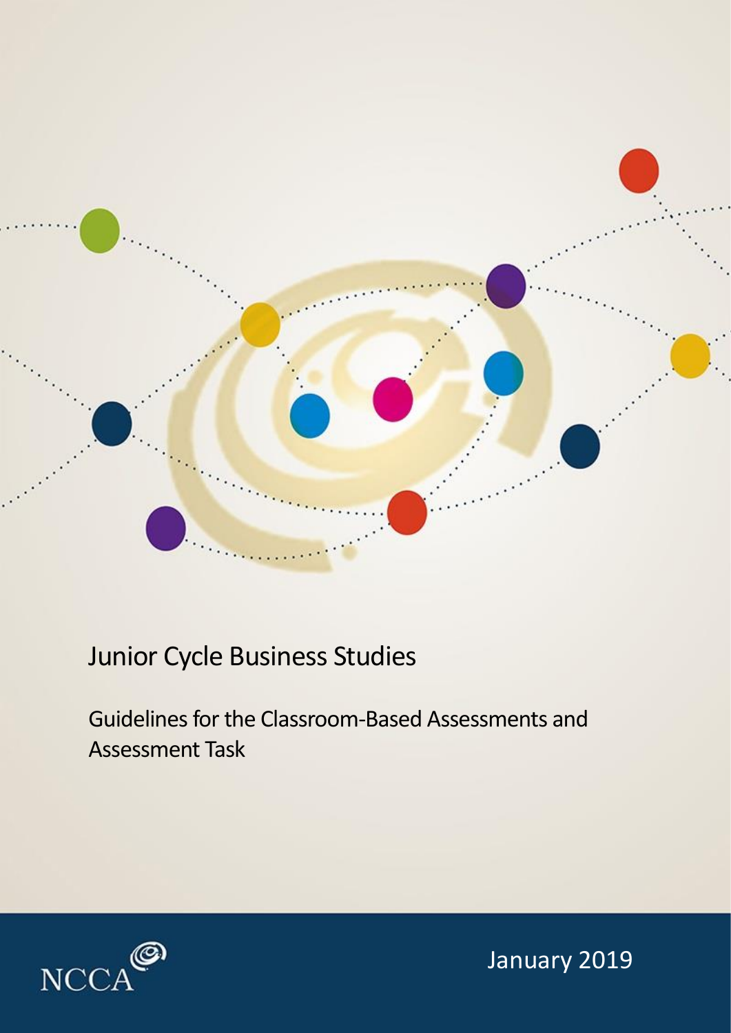# Junior Cycle Business Studies

## Guidelines for the Classroom-Based Assessments and Assessment Task

NCCA

January 2019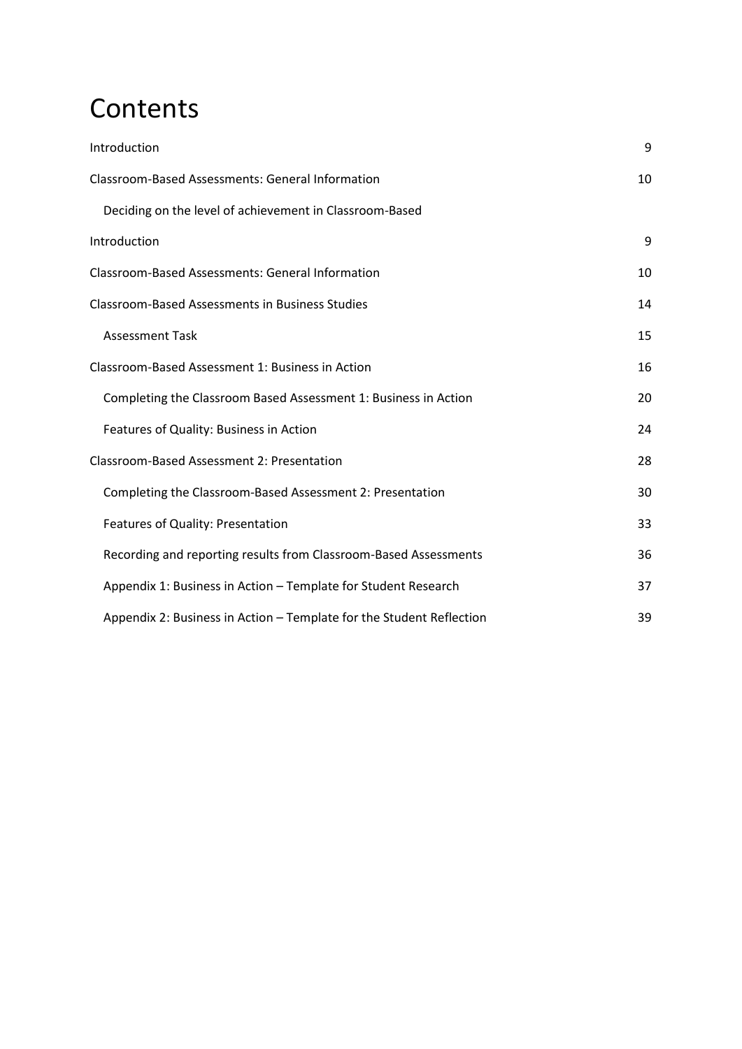# Contents

| | |
|---|---|
| Introduction | 9 |
| Classroom-Based Assessments: General Information | 10 |
| Deciding on the level of achievement in Classroom-Based | |
| Introduction | 9 |
| Classroom-Based Assessments: General Information | 10 |
| Classroom-Based Assessments in Business Studies | 14 |
| Assessment Task | 15 |
| Classroom-Based Assessment 1: Business in Action | 16 |
| Completing the Classroom Based Assessment 1: Business in Action | 20 |
| Features of Quality: Business in Action | 24 |
| Classroom-Based Assessment 2: Presentation | 28 |
| Completing the Classroom-Based Assessment 2: Presentation | 30 |
| Features of Quality: Presentation | 33 |
| Recording and reporting results from Classroom-Based Assessments | 36 |
| Appendix 1: Business in Action – Template for Student Research | 37 |
| Appendix 2: Business in Action – Template for the Student Reflection | 39 |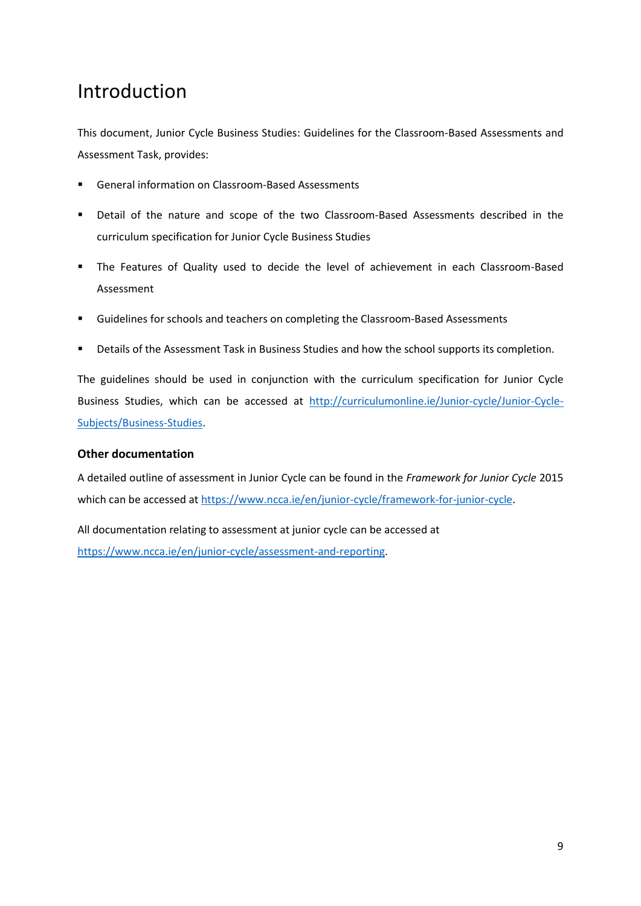# Introduction

This document, Junior Cycle Business Studies: Guidelines for the Classroom-Based Assessments and Assessment Task, provides:

- General information on Classroom-Based Assessments
- Detail of the nature and scope of the two Classroom-Based Assessments described in the curriculum specification for Junior Cycle Business Studies
- The Features of Quality used to decide the level of achievement in each Classroom-Based Assessment
- Guidelines for schools and teachers on completing the Classroom-Based Assessments
- Details of the Assessment Task in Business Studies and how the school supports its completion.

The guidelines should be used in conjunction with the curriculum specification for Junior Cycle Business Studies, which can be accessed at [http://curriculumonline.ie/Junior-cycle/Junior-Cycle-Subjects/Business-Studies](http://curriculumonline.ie/Junior-cycle/Junior-Cycle-Subjects/Business-Studies).

### Other documentation

A detailed outline of assessment in Junior Cycle can be found in the *Framework for Junior Cycle* 2015 which can be accessed at [https://www.ncca.ie/en/junior-cycle/framework-for-junior-cycle](https://www.ncca.ie/en/junior-cycle/framework-for-junior-cycle).

All documentation relating to assessment at junior cycle can be accessed at [https://www.ncca.ie/en/junior-cycle/assessment-and-reporting](https://www.ncca.ie/en/junior-cycle/assessment-and-reporting).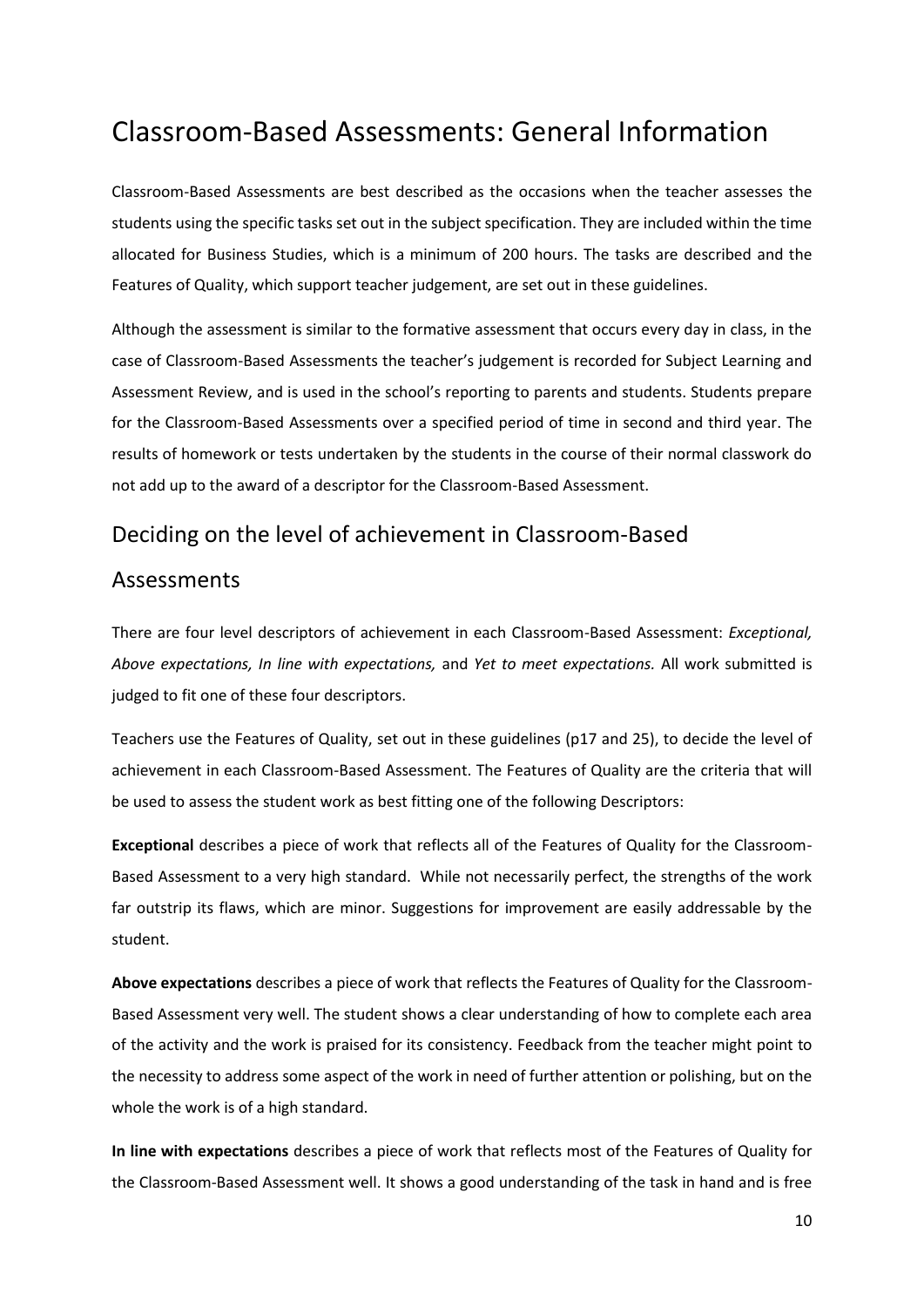# Classroom-Based Assessments: General Information

Classroom-Based Assessments are best described as the occasions when the teacher assesses the students using the specific tasks set out in the subject specification. They are included within the time allocated for Business Studies, which is a minimum of 200 hours. The tasks are described and the Features of Quality, which support teacher judgement, are set out in these guidelines.

Although the assessment is similar to the formative assessment that occurs every day in class, in the case of Classroom-Based Assessments the teacher's judgement is recorded for Subject Learning and Assessment Review, and is used in the school's reporting to parents and students. Students prepare for the Classroom-Based Assessments over a specified period of time in second and third year. The results of homework or tests undertaken by the students in the course of their normal classwork do not add up to the award of a descriptor for the Classroom-Based Assessment.

## Deciding on the level of achievement in Classroom-Based Assessments

There are four level descriptors of achievement in each Classroom-Based Assessment: *Exceptional, Above expectations, In line with expectations,* and *Yet to meet expectations.* All work submitted is judged to fit one of these four descriptors.

Teachers use the Features of Quality, set out in these guidelines (p17 and 25), to decide the level of achievement in each Classroom-Based Assessment. The Features of Quality are the criteria that will be used to assess the student work as best fitting one of the following Descriptors:

**Exceptional** describes a piece of work that reflects all of the Features of Quality for the Classroom-Based Assessment to a very high standard. While not necessarily perfect, the strengths of the work far outstrip its flaws, which are minor. Suggestions for improvement are easily addressable by the student.

**Above expectations** describes a piece of work that reflects the Features of Quality for the Classroom-Based Assessment very well. The student shows a clear understanding of how to complete each area of the activity and the work is praised for its consistency. Feedback from the teacher might point to the necessity to address some aspect of the work in need of further attention or polishing, but on the whole the work is of a high standard.

**In line with expectations** describes a piece of work that reflects most of the Features of Quality for the Classroom-Based Assessment well. It shows a good understanding of the task in hand and is free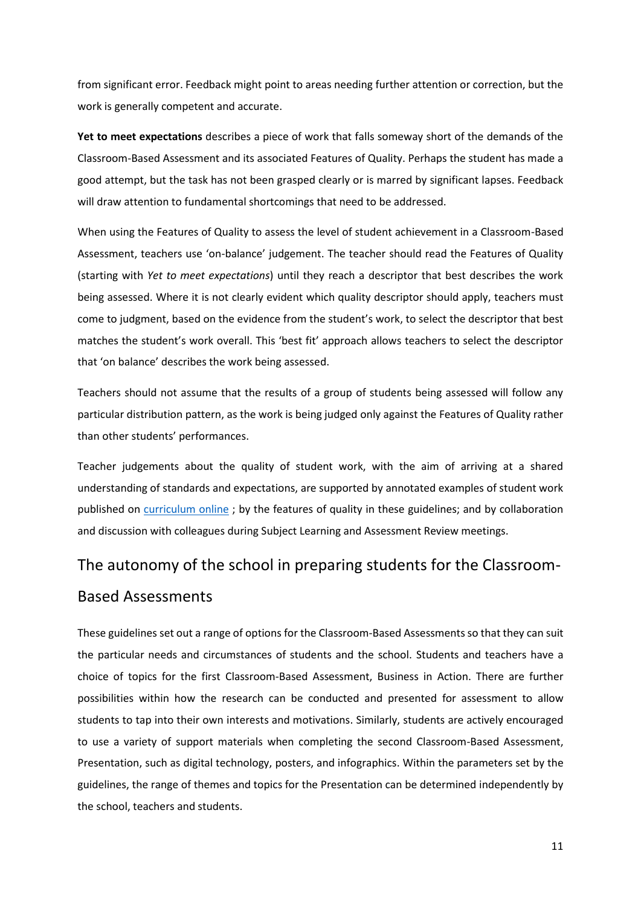from significant error. Feedback might point to areas needing further attention or correction, but the work is generally competent and accurate.

**Yet to meet expectations** describes a piece of work that falls someway short of the demands of the Classroom-Based Assessment and its associated Features of Quality. Perhaps the student has made a good attempt, but the task has not been grasped clearly or is marred by significant lapses. Feedback will draw attention to fundamental shortcomings that need to be addressed.

When using the Features of Quality to assess the level of student achievement in a Classroom-Based Assessment, teachers use 'on-balance' judgement. The teacher should read the Features of Quality (starting with *Yet to meet expectations*) until they reach a descriptor that best describes the work being assessed. Where it is not clearly evident which quality descriptor should apply, teachers must come to judgment, based on the evidence from the student's work, to select the descriptor that best matches the student's work overall. This 'best fit' approach allows teachers to select the descriptor that 'on balance' describes the work being assessed.

Teachers should not assume that the results of a group of students being assessed will follow any particular distribution pattern, as the work is being judged only against the Features of Quality rather than other students' performances.

Teacher judgements about the quality of student work, with the aim of arriving at a shared understanding of standards and expectations, are supported by annotated examples of student work published on [curriculum online](curriculum online) ; by the features of quality in these guidelines; and by collaboration and discussion with colleagues during Subject Learning and Assessment Review meetings.

## The autonomy of the school in preparing students for the Classroom-Based Assessments

These guidelines set out a range of options for the Classroom-Based Assessments so that they can suit the particular needs and circumstances of students and the school. Students and teachers have a choice of topics for the first Classroom-Based Assessment, Business in Action. There are further possibilities within how the research can be conducted and presented for assessment to allow students to tap into their own interests and motivations. Similarly, students are actively encouraged to use a variety of support materials when completing the second Classroom-Based Assessment, Presentation, such as digital technology, posters, and infographics. Within the parameters set by the guidelines, the range of themes and topics for the Presentation can be determined independently by the school, teachers and students.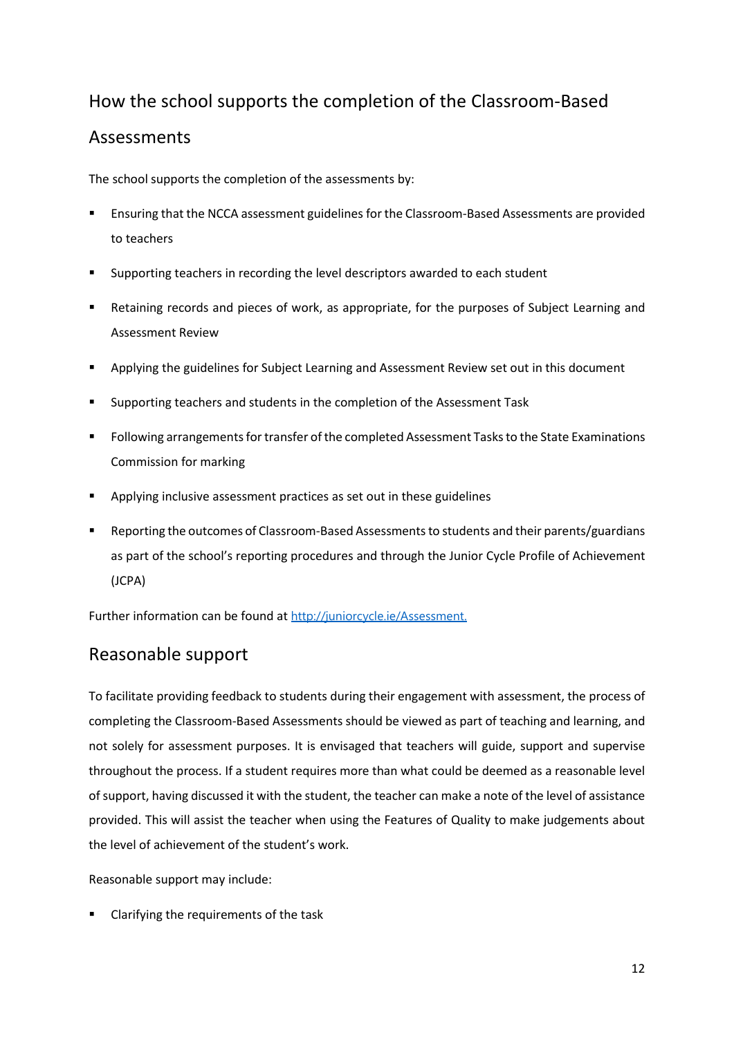## How the school supports the completion of the Classroom-Based Assessments

The school supports the completion of the assessments by:

- Ensuring that the NCCA assessment guidelines for the Classroom-Based Assessments are provided to teachers
- Supporting teachers in recording the level descriptors awarded to each student
- Retaining records and pieces of work, as appropriate, for the purposes of Subject Learning and Assessment Review
- Applying the guidelines for Subject Learning and Assessment Review set out in this document
- Supporting teachers and students in the completion of the Assessment Task
- Following arrangements for transfer of the completed Assessment Tasks to the State Examinations Commission for marking
- Applying inclusive assessment practices as set out in these guidelines
- Reporting the outcomes of Classroom-Based Assessments to students and their parents/guardians as part of the school's reporting procedures and through the Junior Cycle Profile of Achievement (JCPA)

Further information can be found at [http://juniorcycle.ie/Assessment.](http://juniorcycle.ie/Assessment)

## Reasonable support

To facilitate providing feedback to students during their engagement with assessment, the process of completing the Classroom-Based Assessments should be viewed as part of teaching and learning, and not solely for assessment purposes. It is envisaged that teachers will guide, support and supervise throughout the process. If a student requires more than what could be deemed as a reasonable level of support, having discussed it with the student, the teacher can make a note of the level of assistance provided. This will assist the teacher when using the Features of Quality to make judgements about the level of achievement of the student's work.

Reasonable support may include:

- Clarifying the requirements of the task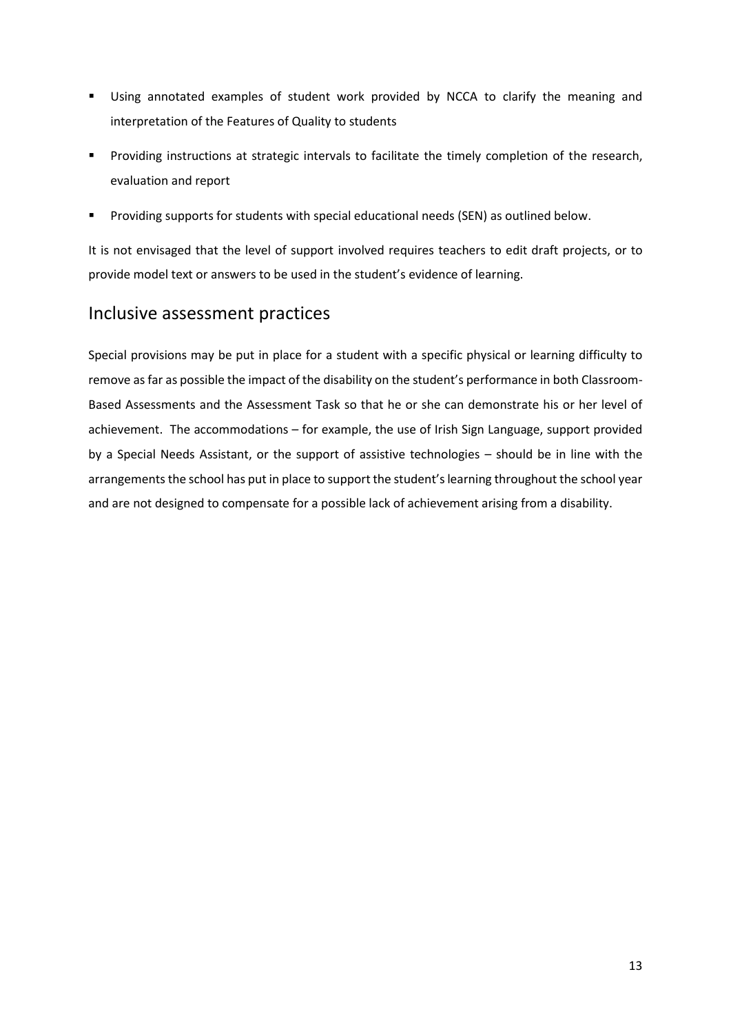- Using annotated examples of student work provided by NCCA to clarify the meaning and interpretation of the Features of Quality to students
- Providing instructions at strategic intervals to facilitate the timely completion of the research, evaluation and report
- Providing supports for students with special educational needs (SEN) as outlined below.

It is not envisaged that the level of support involved requires teachers to edit draft projects, or to provide model text or answers to be used in the student's evidence of learning.

## Inclusive assessment practices

Special provisions may be put in place for a student with a specific physical or learning difficulty to remove as far as possible the impact of the disability on the student's performance in both Classroom-Based Assessments and the Assessment Task so that he or she can demonstrate his or her level of achievement. The accommodations – for example, the use of Irish Sign Language, support provided by a Special Needs Assistant, or the support of assistive technologies – should be in line with the arrangements the school has put in place to support the student's learning throughout the school year and are not designed to compensate for a possible lack of achievement arising from a disability.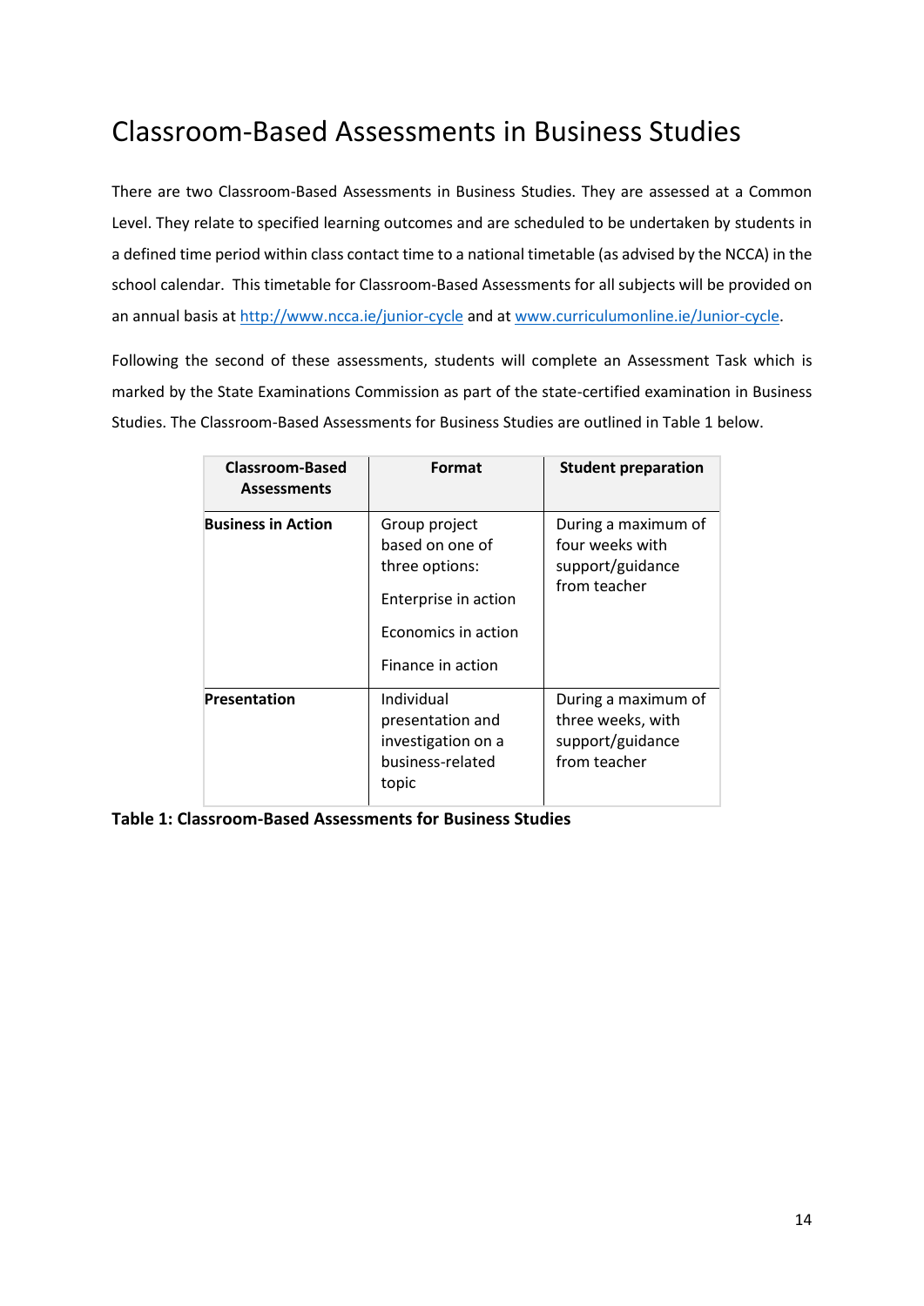# Classroom-Based Assessments in Business Studies

There are two Classroom-Based Assessments in Business Studies. They are assessed at a Common Level. They relate to specified learning outcomes and are scheduled to be undertaken by students in a defined time period within class contact time to a national timetable (as advised by the NCCA) in the school calendar. This timetable for Classroom-Based Assessments for all subjects will be provided on an annual basis at http://www.ncca.ie/junior-cycle and at www.curriculumonline.ie/Junior-cycle.

Following the second of these assessments, students will complete an Assessment Task which is marked by the State Examinations Commission as part of the state-certified examination in Business Studies. The Classroom-Based Assessments for Business Studies are outlined in Table 1 below.

| Classroom-Based Assessments | Format | Student preparation |
|---|---|---|
| **Business in Action** | Group project based on one of three options:<br><br>Enterprise in action<br><br>Economics in action<br><br>Finance in action | During a maximum of four weeks with support/guidance from teacher |
| **Presentation** | Individual presentation and investigation on a business-related topic | During a maximum of three weeks, with support/guidance from teacher |

**Table 1: Classroom-Based Assessments for Business Studies**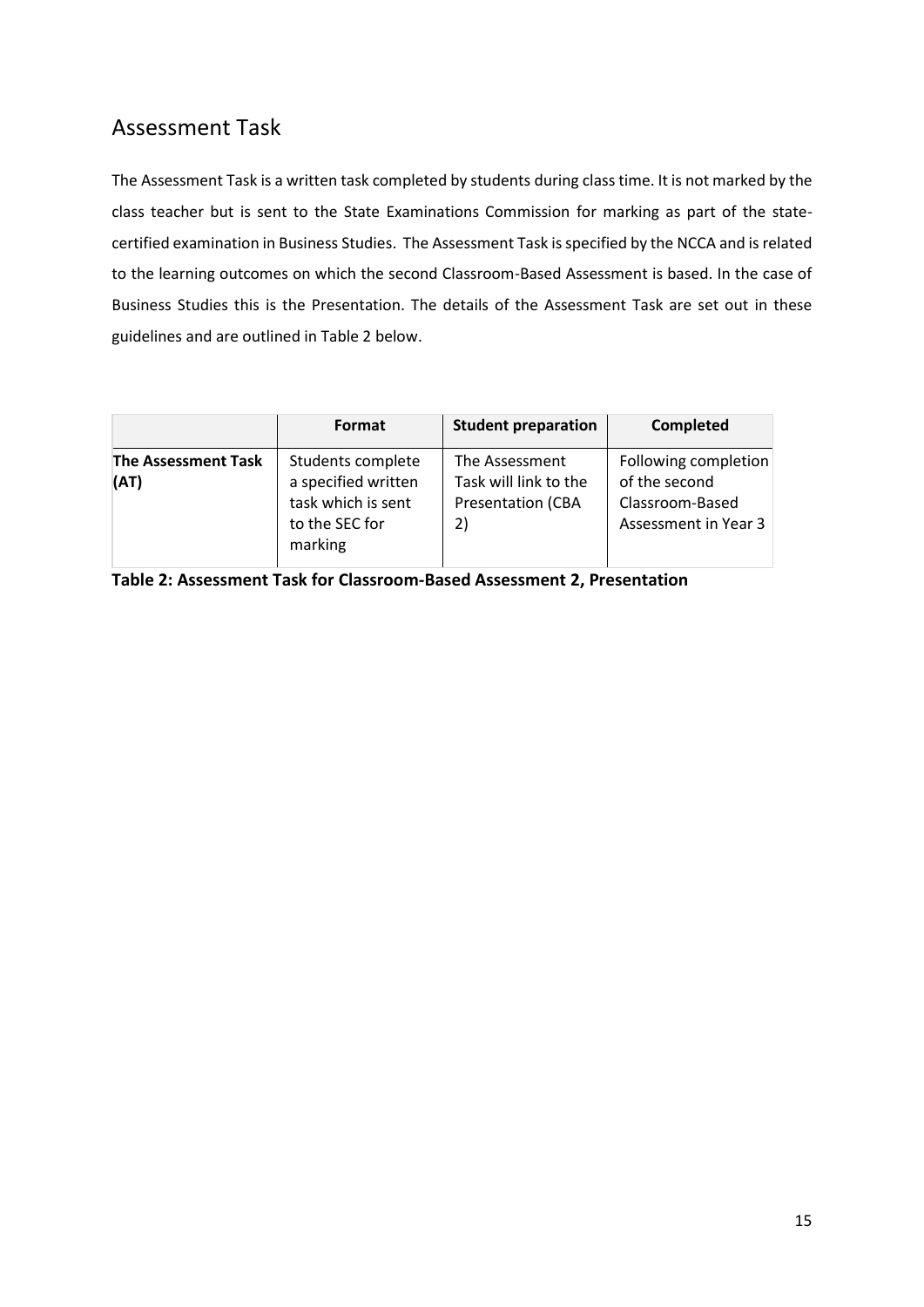## Assessment Task

The Assessment Task is a written task completed by students during class time. It is not marked by the class teacher but is sent to the State Examinations Commission for marking as part of the state-certified examination in Business Studies. The Assessment Task is specified by the NCCA and is related to the learning outcomes on which the second Classroom-Based Assessment is based. In the case of Business Studies this is the Presentation. The details of the Assessment Task are set out in these guidelines and are outlined in Table 2 below.

| | **Format** | **Student preparation** | **Completed** |
| --- | --- | --- | --- |
| **The Assessment Task (AT)** | Students complete a specified written task which is sent to the SEC for marking | The Assessment Task will link to the Presentation (CBA 2) | Following completion of the second Classroom-Based Assessment in Year 3 |

**Table 2: Assessment Task for Classroom-Based Assessment 2, Presentation**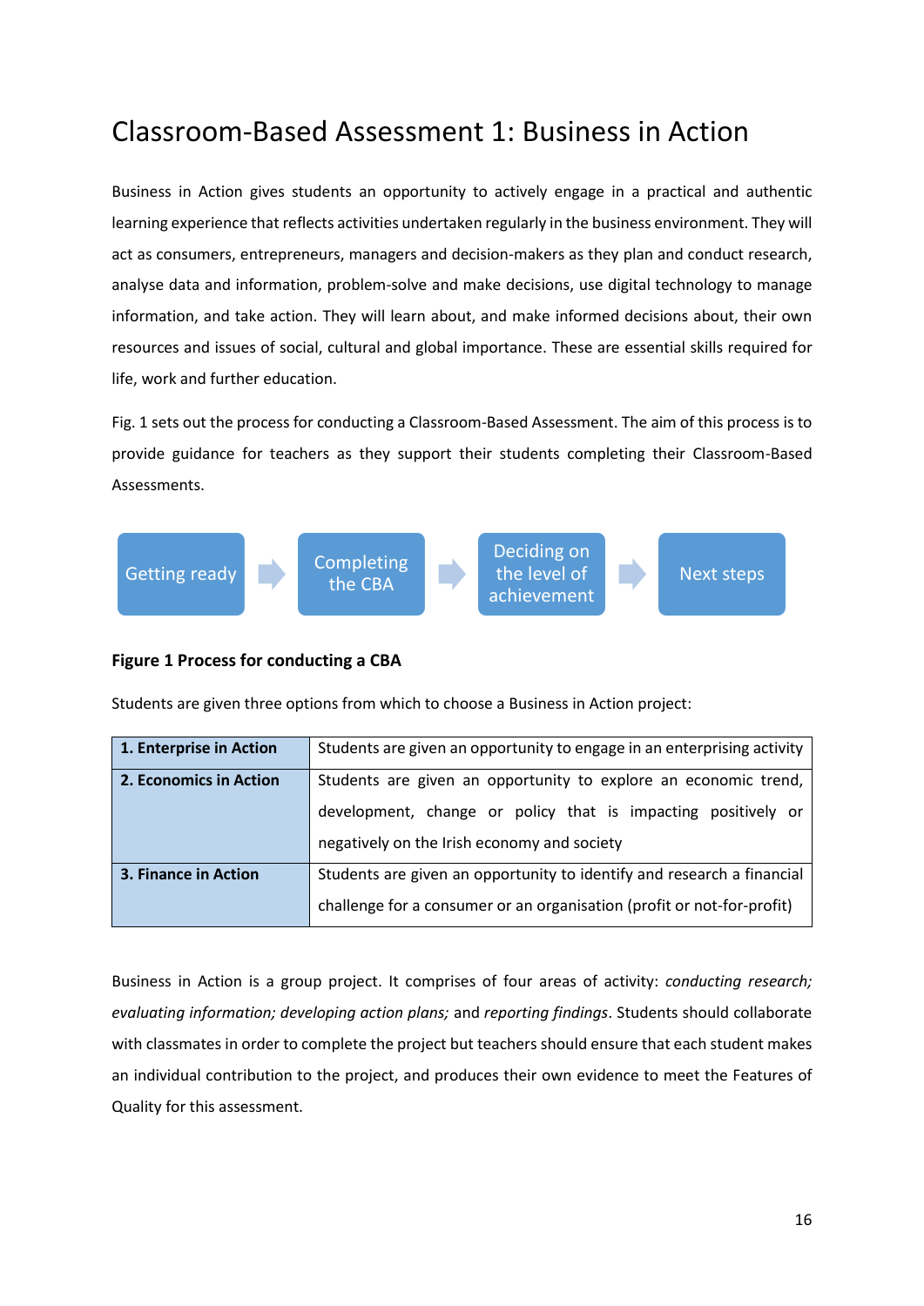# Classroom-Based Assessment 1: Business in Action

Business in Action gives students an opportunity to actively engage in a practical and authentic learning experience that reflects activities undertaken regularly in the business environment. They will act as consumers, entrepreneurs, managers and decision-makers as they plan and conduct research, analyse data and information, problem-solve and make decisions, use digital technology to manage information, and take action. They will learn about, and make informed decisions about, their own resources and issues of social, cultural and global importance. These are essential skills required for life, work and further education.

Fig. 1 sets out the process for conducting a Classroom-Based Assessment. The aim of this process is to provide guidance for teachers as they support their students completing their Classroom-Based Assessments.

Getting ready → Completing the CBA → Deciding on the level of achievement → Next steps

**Figure 1 Process for conducting a CBA**

Students are given three options from which to choose a Business in Action project:

| | |
|---|---|
| **1. Enterprise in Action** | Students are given an opportunity to engage in an enterprising activity |
| **2. Economics in Action** | Students are given an opportunity to explore an economic trend, development, change or policy that is impacting positively or negatively on the Irish economy and society |
| **3. Finance in Action** | Students are given an opportunity to identify and research a financial challenge for a consumer or an organisation (profit or not-for-profit) |

Business in Action is a group project. It comprises of four areas of activity: *conducting research; evaluating information; developing action plans;* and *reporting findings*. Students should collaborate with classmates in order to complete the project but teachers should ensure that each student makes an individual contribution to the project, and produces their own evidence to meet the Features of Quality for this assessment.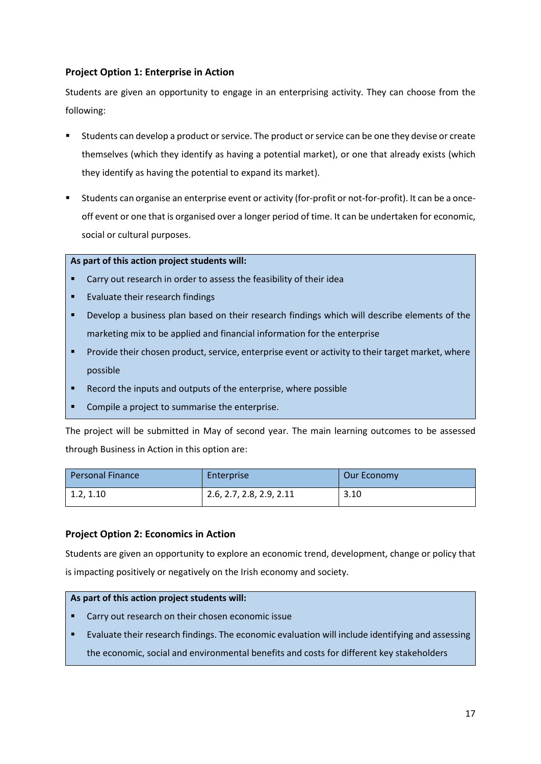### Project Option 1: Enterprise in Action

Students are given an opportunity to engage in an enterprising activity. They can choose from the following:

- Students can develop a product or service. The product or service can be one they devise or create themselves (which they identify as having a potential market), or one that already exists (which they identify as having the potential to expand its market).
- Students can organise an enterprise event or activity (for-profit or not-for-profit). It can be a once-off event or one that is organised over a longer period of time. It can be undertaken for economic, social or cultural purposes.

**As part of this action project students will:**

- Carry out research in order to assess the feasibility of their idea
- Evaluate their research findings
- Develop a business plan based on their research findings which will describe elements of the marketing mix to be applied and financial information for the enterprise
- Provide their chosen product, service, enterprise event or activity to their target market, where possible
- Record the inputs and outputs of the enterprise, where possible
- Compile a project to summarise the enterprise.

The project will be submitted in May of second year. The main learning outcomes to be assessed through Business in Action in this option are:

| Personal Finance | Enterprise | Our Economy |
|---|---|---|
| 1.2, 1.10 | 2.6, 2.7, 2.8, 2.9, 2.11 | 3.10 |

### Project Option 2: Economics in Action

Students are given an opportunity to explore an economic trend, development, change or policy that is impacting positively or negatively on the Irish economy and society.

**As part of this action project students will:**

- Carry out research on their chosen economic issue
- Evaluate their research findings. The economic evaluation will include identifying and assessing the economic, social and environmental benefits and costs for different key stakeholders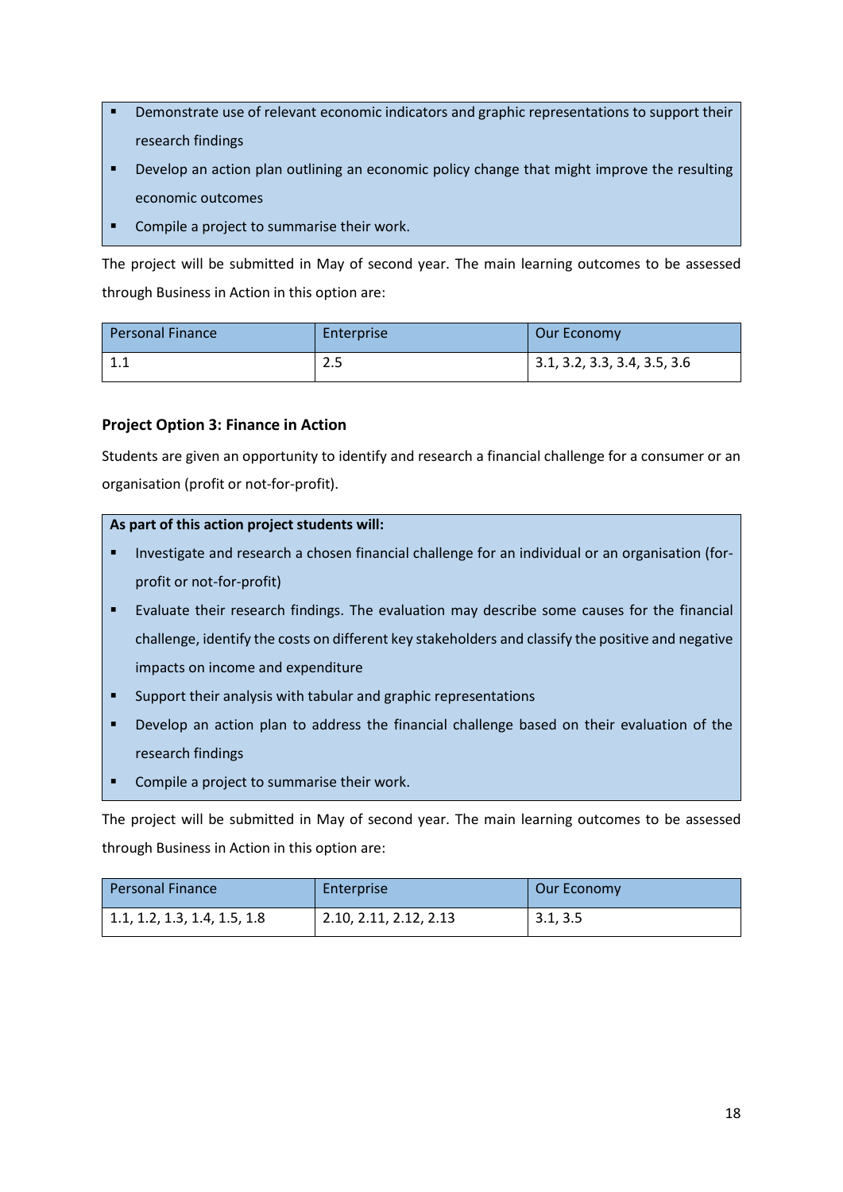- Demonstrate use of relevant economic indicators and graphic representations to support their research findings
- Develop an action plan outlining an economic policy change that might improve the resulting economic outcomes
- Compile a project to summarise their work.

The project will be submitted in May of second year. The main learning outcomes to be assessed through Business in Action in this option are:

| Personal Finance | Enterprise | Our Economy |
| --- | --- | --- |
| 1.1 | 2.5 | 3.1, 3.2, 3.3, 3.4, 3.5, 3.6 |

### Project Option 3: Finance in Action

Students are given an opportunity to identify and research a financial challenge for a consumer or an organisation (profit or not-for-profit).

**As part of this action project students will:**

- Investigate and research a chosen financial challenge for an individual or an organisation (for-profit or not-for-profit)
- Evaluate their research findings. The evaluation may describe some causes for the financial challenge, identify the costs on different key stakeholders and classify the positive and negative impacts on income and expenditure
- Support their analysis with tabular and graphic representations
- Develop an action plan to address the financial challenge based on their evaluation of the research findings
- Compile a project to summarise their work.

The project will be submitted in May of second year. The main learning outcomes to be assessed through Business in Action in this option are:

| Personal Finance | Enterprise | Our Economy |
| --- | --- | --- |
| 1.1, 1.2, 1.3, 1.4, 1.5, 1.8 | 2.10, 2.11, 2.12, 2.13 | 3.1, 3.5 |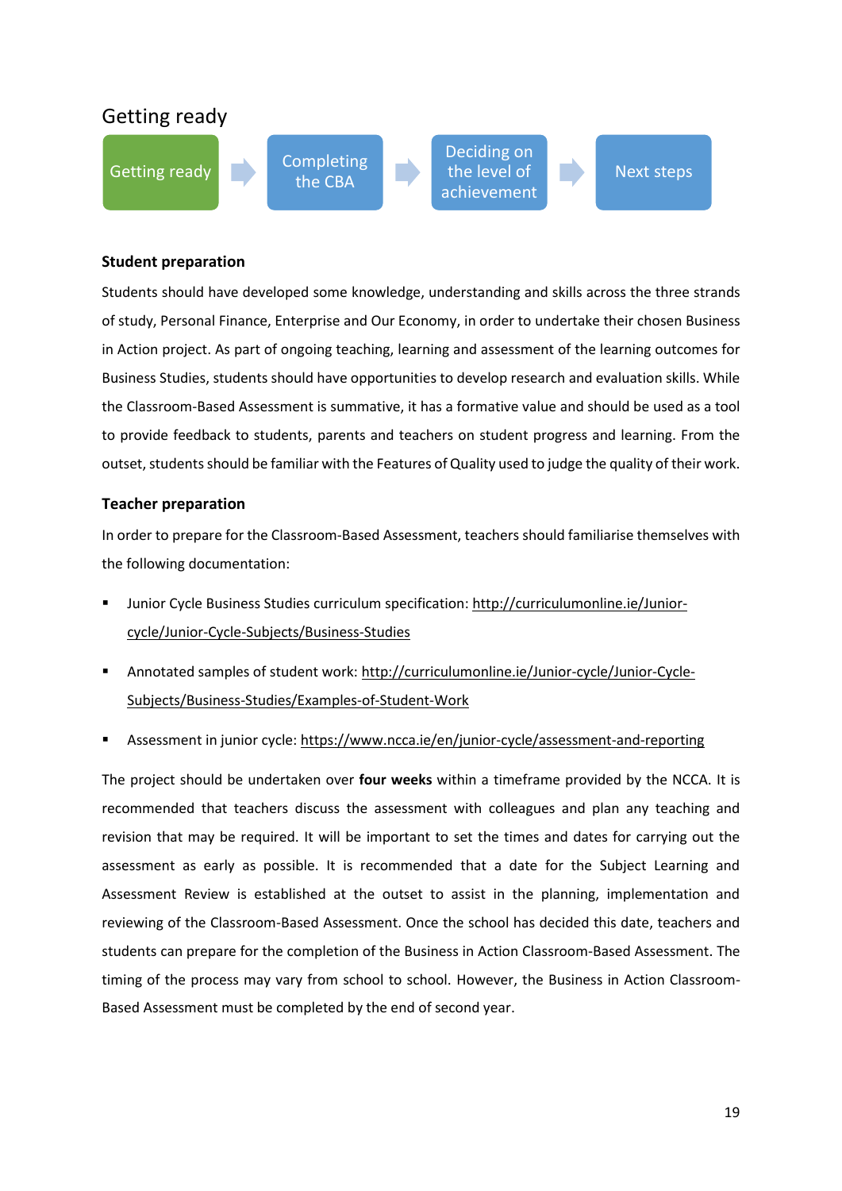## Getting ready

Getting ready → Completing the CBA → Deciding on the level of achievement → Next steps

### Student preparation

Students should have developed some knowledge, understanding and skills across the three strands of study, Personal Finance, Enterprise and Our Economy, in order to undertake their chosen Business in Action project. As part of ongoing teaching, learning and assessment of the learning outcomes for Business Studies, students should have opportunities to develop research and evaluation skills. While the Classroom-Based Assessment is summative, it has a formative value and should be used as a tool to provide feedback to students, parents and teachers on student progress and learning. From the outset, students should be familiar with the Features of Quality used to judge the quality of their work.

### Teacher preparation

In order to prepare for the Classroom-Based Assessment, teachers should familiarise themselves with the following documentation:

- Junior Cycle Business Studies curriculum specification: http://curriculumonline.ie/Junior-cycle/Junior-Cycle-Subjects/Business-Studies
- Annotated samples of student work: http://curriculumonline.ie/Junior-cycle/Junior-Cycle-Subjects/Business-Studies/Examples-of-Student-Work
- Assessment in junior cycle: https://www.ncca.ie/en/junior-cycle/assessment-and-reporting

The project should be undertaken over **four weeks** within a timeframe provided by the NCCA. It is recommended that teachers discuss the assessment with colleagues and plan any teaching and revision that may be required. It will be important to set the times and dates for carrying out the assessment as early as possible. It is recommended that a date for the Subject Learning and Assessment Review is established at the outset to assist in the planning, implementation and reviewing of the Classroom-Based Assessment. Once the school has decided this date, teachers and students can prepare for the completion of the Business in Action Classroom-Based Assessment. The timing of the process may vary from school to school. However, the Business in Action Classroom-Based Assessment must be completed by the end of second year.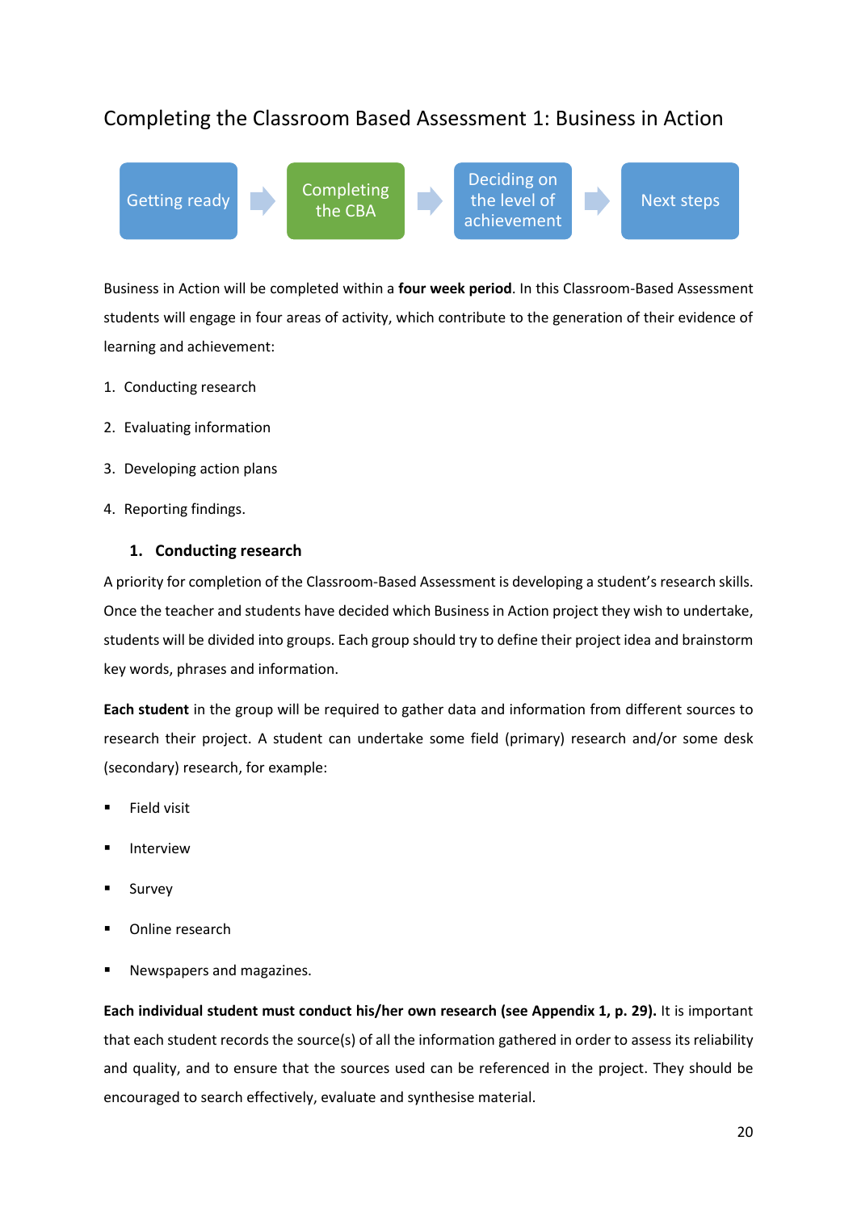## Completing the Classroom Based Assessment 1: Business in Action

Getting ready → **Completing the CBA** → Deciding on the level of achievement → Next steps

Business in Action will be completed within a **four week period**. In this Classroom-Based Assessment students will engage in four areas of activity, which contribute to the generation of their evidence of learning and achievement:

1. Conducting research
2. Evaluating information
3. Developing action plans
4. Reporting findings.

### 1. Conducting research

A priority for completion of the Classroom-Based Assessment is developing a student's research skills. Once the teacher and students have decided which Business in Action project they wish to undertake, students will be divided into groups. Each group should try to define their project idea and brainstorm key words, phrases and information.

**Each student** in the group will be required to gather data and information from different sources to research their project. A student can undertake some field (primary) research and/or some desk (secondary) research, for example:

- Field visit
- Interview
- Survey
- Online research
- Newspapers and magazines.

**Each individual student must conduct his/her own research (see Appendix 1, p. 29).** It is important that each student records the source(s) of all the information gathered in order to assess its reliability and quality, and to ensure that the sources used can be referenced in the project. They should be encouraged to search effectively, evaluate and synthesise material.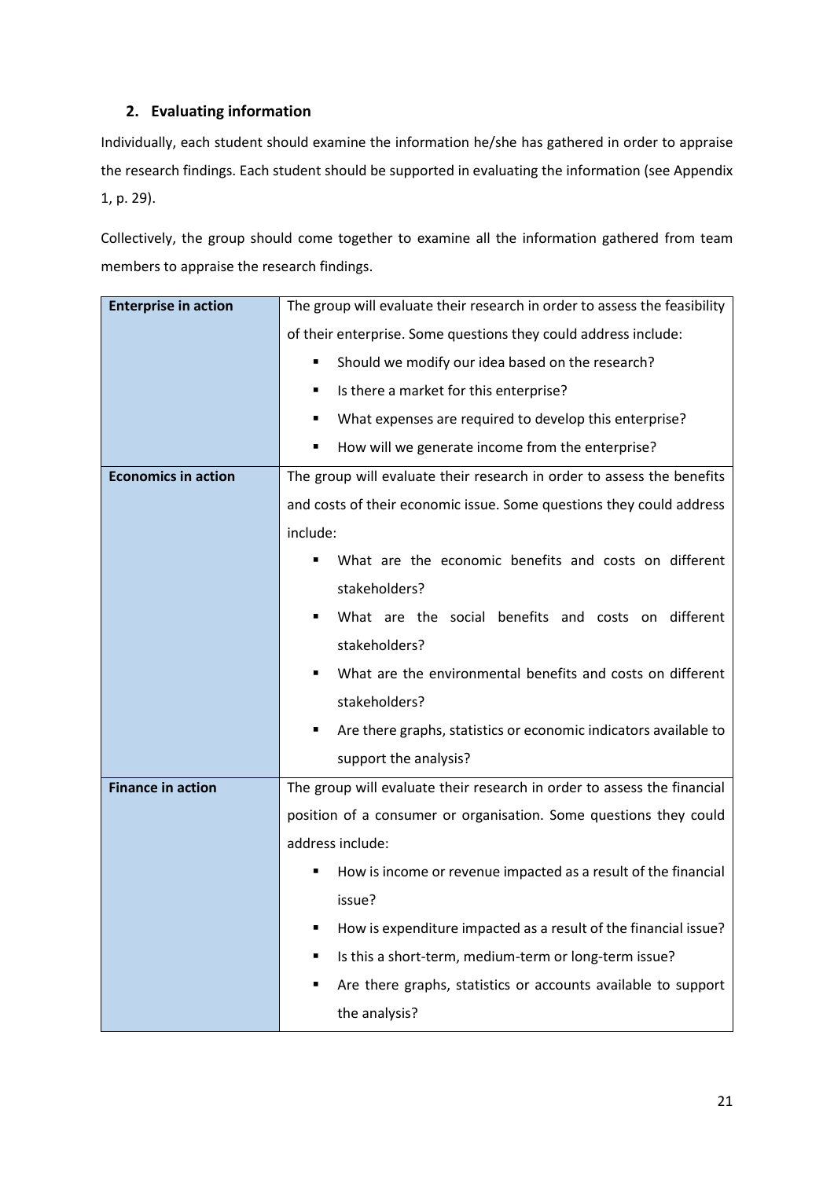## 2. Evaluating information

Individually, each student should examine the information he/she has gathered in order to appraise the research findings. Each student should be supported in evaluating the information (see Appendix 1, p. 29).

Collectively, the group should come together to examine all the information gathered from team members to appraise the research findings.

| | |
|---|---|
| **Enterprise in action** | The group will evaluate their research in order to assess the feasibility of their enterprise. Some questions they could address include:<br>▪ Should we modify our idea based on the research?<br>▪ Is there a market for this enterprise?<br>▪ What expenses are required to develop this enterprise?<br>▪ How will we generate income from the enterprise? |
| **Economics in action** | The group will evaluate their research in order to assess the benefits and costs of their economic issue. Some questions they could address include:<br>▪ What are the economic benefits and costs on different stakeholders?<br>▪ What are the social benefits and costs on different stakeholders?<br>▪ What are the environmental benefits and costs on different stakeholders?<br>▪ Are there graphs, statistics or economic indicators available to support the analysis? |
| **Finance in action** | The group will evaluate their research in order to assess the financial position of a consumer or organisation. Some questions they could address include:<br>▪ How is income or revenue impacted as a result of the financial issue?<br>▪ How is expenditure impacted as a result of the financial issue?<br>▪ Is this a short-term, medium-term or long-term issue?<br>▪ Are there graphs, statistics or accounts available to support the analysis? |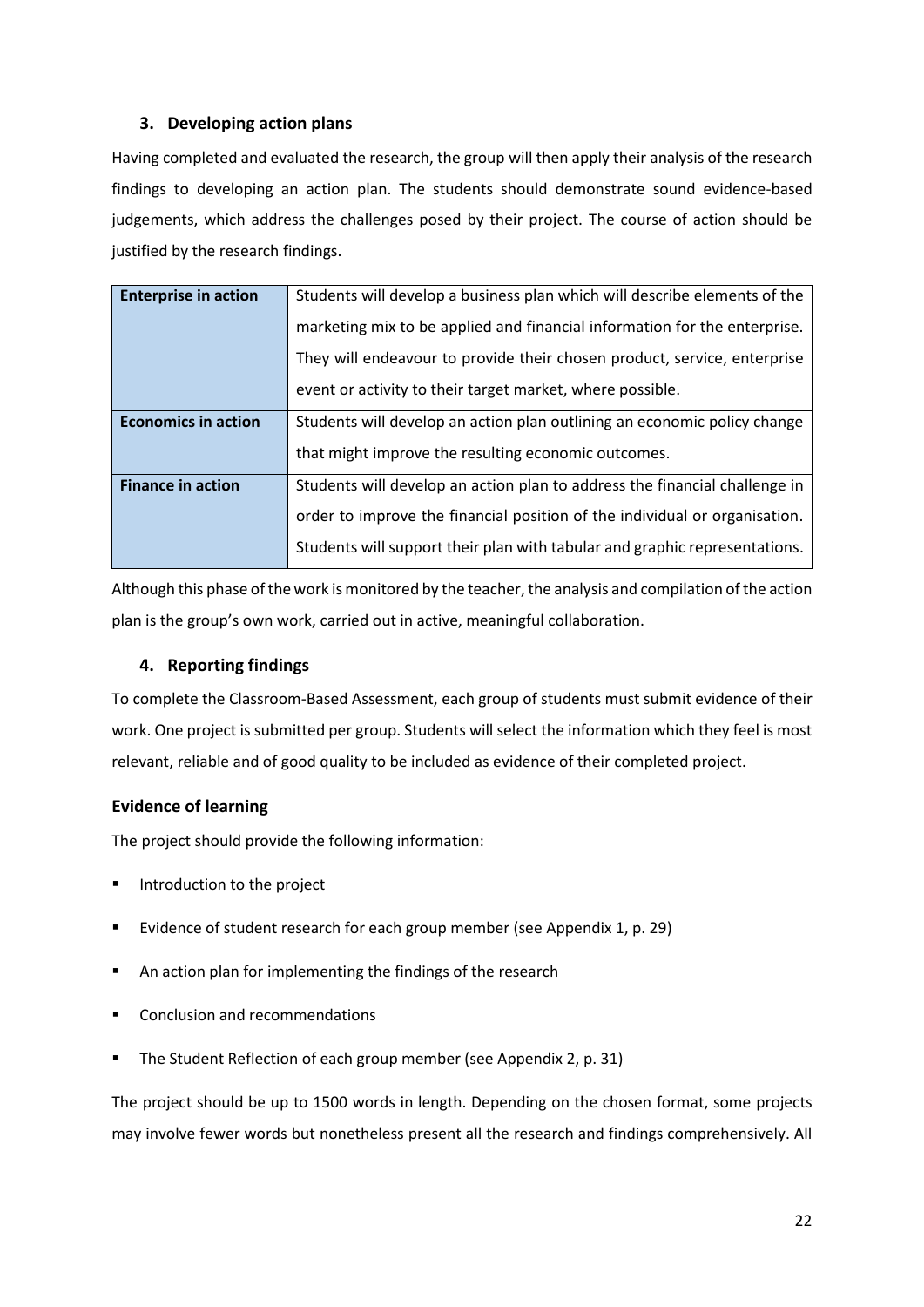### 3. Developing action plans

Having completed and evaluated the research, the group will then apply their analysis of the research findings to developing an action plan. The students should demonstrate sound evidence-based judgements, which address the challenges posed by their project. The course of action should be justified by the research findings.

| | |
|---|---|
| **Enterprise in action** | Students will develop a business plan which will describe elements of the marketing mix to be applied and financial information for the enterprise. They will endeavour to provide their chosen product, service, enterprise event or activity to their target market, where possible. |
| **Economics in action** | Students will develop an action plan outlining an economic policy change that might improve the resulting economic outcomes. |
| **Finance in action** | Students will develop an action plan to address the financial challenge in order to improve the financial position of the individual or organisation. Students will support their plan with tabular and graphic representations. |

Although this phase of the work is monitored by the teacher, the analysis and compilation of the action plan is the group's own work, carried out in active, meaningful collaboration.

### 4. Reporting findings

To complete the Classroom-Based Assessment, each group of students must submit evidence of their work. One project is submitted per group. Students will select the information which they feel is most relevant, reliable and of good quality to be included as evidence of their completed project.

### Evidence of learning

The project should provide the following information:

- Introduction to the project
- Evidence of student research for each group member (see Appendix 1, p. 29)
- An action plan for implementing the findings of the research
- Conclusion and recommendations
- The Student Reflection of each group member (see Appendix 2, p. 31)

The project should be up to 1500 words in length. Depending on the chosen format, some projects may involve fewer words but nonetheless present all the research and findings comprehensively. All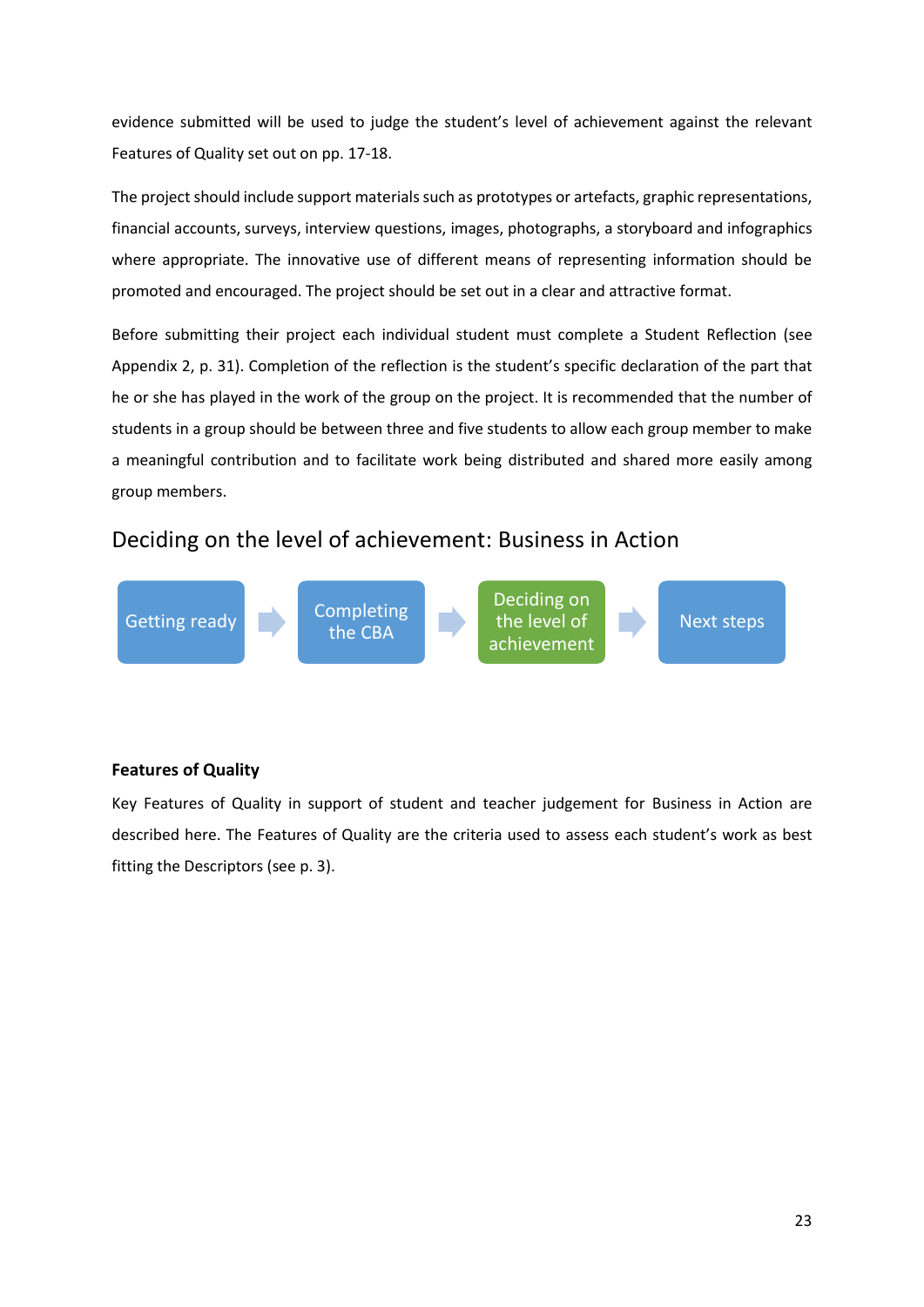evidence submitted will be used to judge the student's level of achievement against the relevant Features of Quality set out on pp. 17-18.

The project should include support materials such as prototypes or artefacts, graphic representations, financial accounts, surveys, interview questions, images, photographs, a storyboard and infographics where appropriate. The innovative use of different means of representing information should be promoted and encouraged. The project should be set out in a clear and attractive format.

Before submitting their project each individual student must complete a Student Reflection (see Appendix 2, p. 31). Completion of the reflection is the student's specific declaration of the part that he or she has played in the work of the group on the project. It is recommended that the number of students in a group should be between three and five students to allow each group member to make a meaningful contribution and to facilitate work being distributed and shared more easily among group members.

## Deciding on the level of achievement: Business in Action

Getting ready → Completing the CBA → **Deciding on the level of achievement** → Next steps

**Features of Quality**

Key Features of Quality in support of student and teacher judgement for Business in Action are described here. The Features of Quality are the criteria used to assess each student's work as best fitting the Descriptors (see p. 3).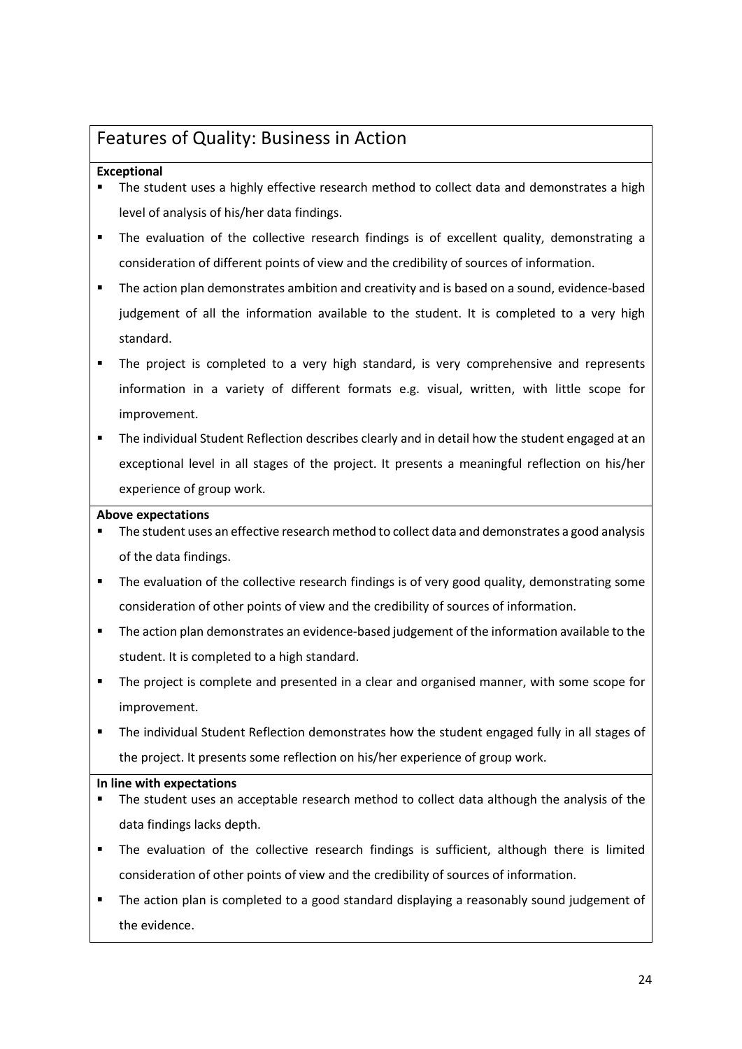## Features of Quality: Business in Action

**Exceptional**

- The student uses a highly effective research method to collect data and demonstrates a high level of analysis of his/her data findings.
- The evaluation of the collective research findings is of excellent quality, demonstrating a consideration of different points of view and the credibility of sources of information.
- The action plan demonstrates ambition and creativity and is based on a sound, evidence-based judgement of all the information available to the student. It is completed to a very high standard.
- The project is completed to a very high standard, is very comprehensive and represents information in a variety of different formats e.g. visual, written, with little scope for improvement.
- The individual Student Reflection describes clearly and in detail how the student engaged at an exceptional level in all stages of the project. It presents a meaningful reflection on his/her experience of group work.

**Above expectations**

- The student uses an effective research method to collect data and demonstrates a good analysis of the data findings.
- The evaluation of the collective research findings is of very good quality, demonstrating some consideration of other points of view and the credibility of sources of information.
- The action plan demonstrates an evidence-based judgement of the information available to the student. It is completed to a high standard.
- The project is complete and presented in a clear and organised manner, with some scope for improvement.
- The individual Student Reflection demonstrates how the student engaged fully in all stages of the project. It presents some reflection on his/her experience of group work.

**In line with expectations**

- The student uses an acceptable research method to collect data although the analysis of the data findings lacks depth.
- The evaluation of the collective research findings is sufficient, although there is limited consideration of other points of view and the credibility of sources of information.
- The action plan is completed to a good standard displaying a reasonably sound judgement of the evidence.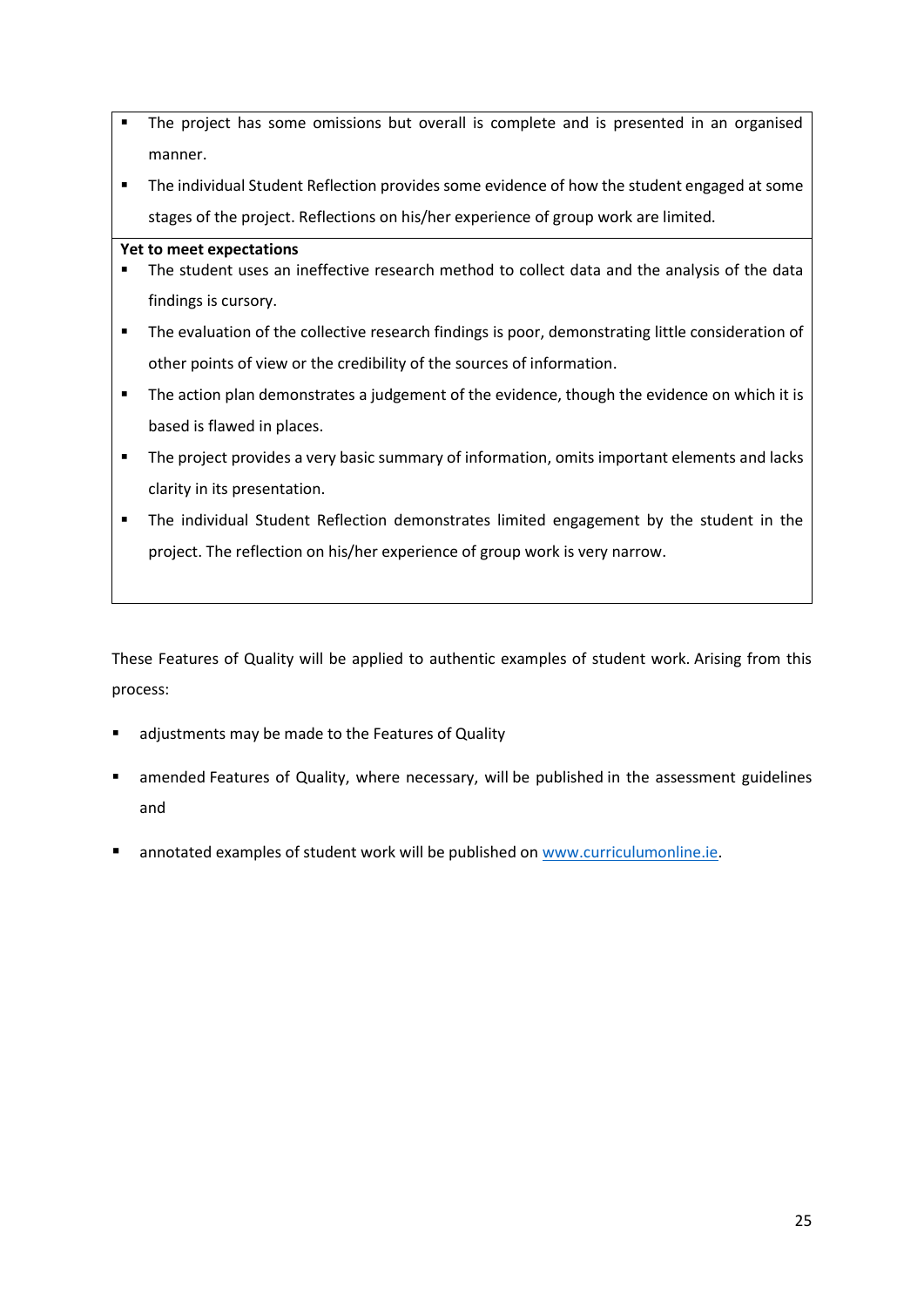- The project has some omissions but overall is complete and is presented in an organised manner.
- The individual Student Reflection provides some evidence of how the student engaged at some stages of the project. Reflections on his/her experience of group work are limited.

**Yet to meet expectations**

- The student uses an ineffective research method to collect data and the analysis of the data findings is cursory.
- The evaluation of the collective research findings is poor, demonstrating little consideration of other points of view or the credibility of the sources of information.
- The action plan demonstrates a judgement of the evidence, though the evidence on which it is based is flawed in places.
- The project provides a very basic summary of information, omits important elements and lacks clarity in its presentation.
- The individual Student Reflection demonstrates limited engagement by the student in the project. The reflection on his/her experience of group work is very narrow.

These Features of Quality will be applied to authentic examples of student work. Arising from this process:

- adjustments may be made to the Features of Quality
- amended Features of Quality, where necessary, will be published in the assessment guidelines and
- annotated examples of student work will be published on [www.curriculumonline.ie](http://www.curriculumonline.ie).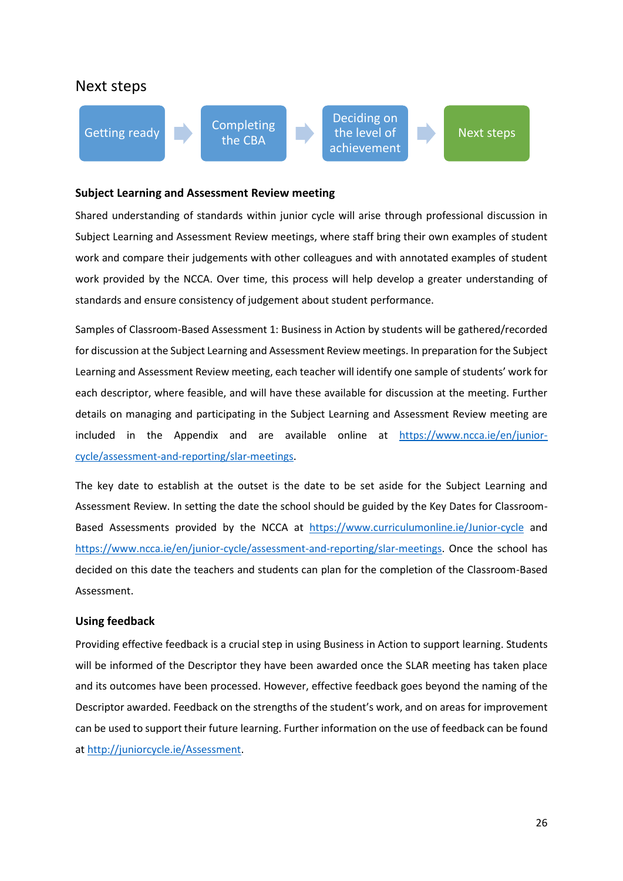## Next steps

Getting ready → Completing the CBA → Deciding on the level of achievement → Next steps

### Subject Learning and Assessment Review meeting

Shared understanding of standards within junior cycle will arise through professional discussion in Subject Learning and Assessment Review meetings, where staff bring their own examples of student work and compare their judgements with other colleagues and with annotated examples of student work provided by the NCCA. Over time, this process will help develop a greater understanding of standards and ensure consistency of judgement about student performance.

Samples of Classroom-Based Assessment 1: Business in Action by students will be gathered/recorded for discussion at the Subject Learning and Assessment Review meetings. In preparation for the Subject Learning and Assessment Review meeting, each teacher will identify one sample of students' work for each descriptor, where feasible, and will have these available for discussion at the meeting. Further details on managing and participating in the Subject Learning and Assessment Review meeting are included in the Appendix and are available online at https://www.ncca.ie/en/junior-cycle/assessment-and-reporting/slar-meetings.

The key date to establish at the outset is the date to be set aside for the Subject Learning and Assessment Review. In setting the date the school should be guided by the Key Dates for Classroom-Based Assessments provided by the NCCA at https://www.curriculumonline.ie/Junior-cycle and https://www.ncca.ie/en/junior-cycle/assessment-and-reporting/slar-meetings. Once the school has decided on this date the teachers and students can plan for the completion of the Classroom-Based Assessment.

### Using feedback

Providing effective feedback is a crucial step in using Business in Action to support learning. Students will be informed of the Descriptor they have been awarded once the SLAR meeting has taken place and its outcomes have been processed. However, effective feedback goes beyond the naming of the Descriptor awarded. Feedback on the strengths of the student's work, and on areas for improvement can be used to support their future learning. Further information on the use of feedback can be found at http://juniorcycle.ie/Assessment.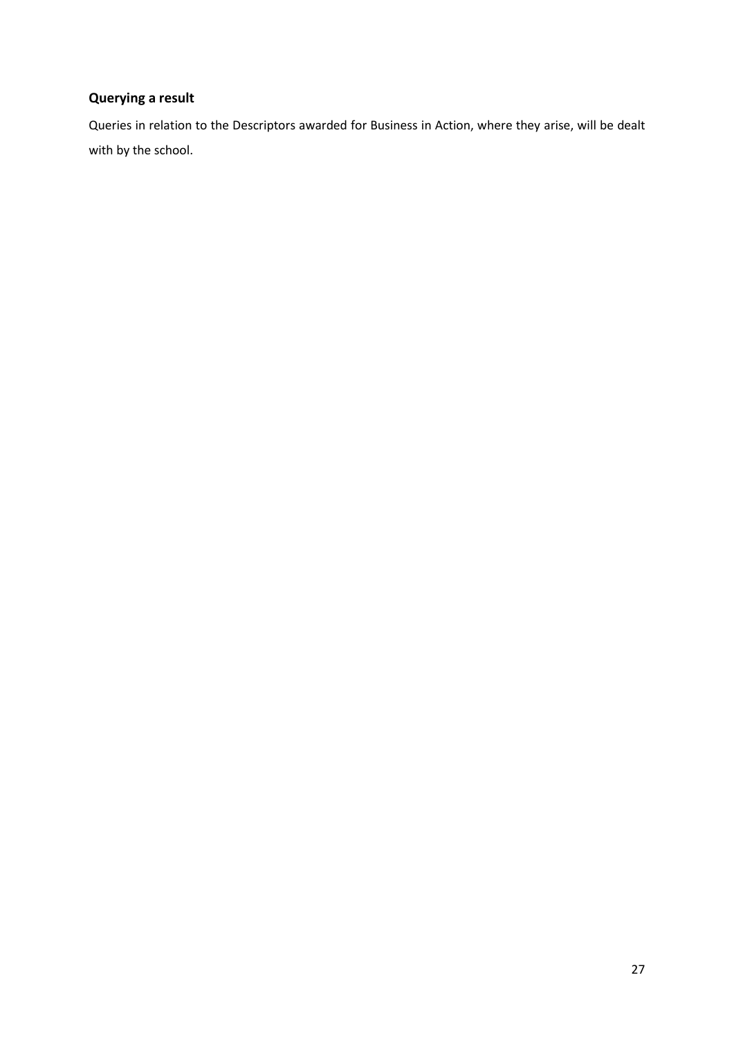## Querying a result

Queries in relation to the Descriptors awarded for Business in Action, where they arise, will be dealt with by the school.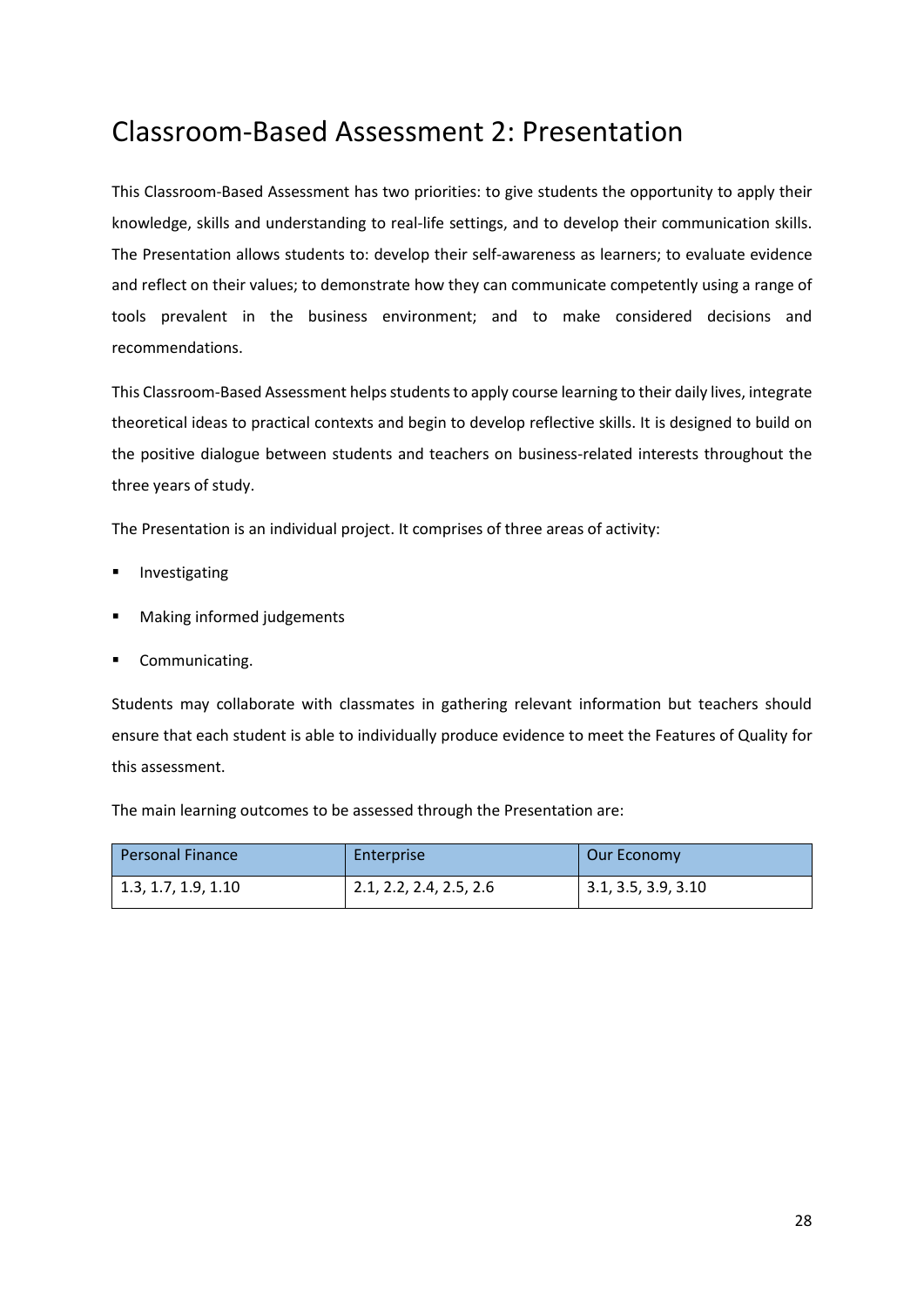# Classroom-Based Assessment 2: Presentation

This Classroom-Based Assessment has two priorities: to give students the opportunity to apply their knowledge, skills and understanding to real-life settings, and to develop their communication skills. The Presentation allows students to: develop their self-awareness as learners; to evaluate evidence and reflect on their values; to demonstrate how they can communicate competently using a range of tools prevalent in the business environment; and to make considered decisions and recommendations.

This Classroom-Based Assessment helps students to apply course learning to their daily lives, integrate theoretical ideas to practical contexts and begin to develop reflective skills. It is designed to build on the positive dialogue between students and teachers on business-related interests throughout the three years of study.

The Presentation is an individual project. It comprises of three areas of activity:

- Investigating
- Making informed judgements
- Communicating.

Students may collaborate with classmates in gathering relevant information but teachers should ensure that each student is able to individually produce evidence to meet the Features of Quality for this assessment.

The main learning outcomes to be assessed through the Presentation are:

| Personal Finance | Enterprise | Our Economy |
|---|---|---|
| 1.3, 1.7, 1.9, 1.10 | 2.1, 2.2, 2.4, 2.5, 2.6 | 3.1, 3.5, 3.9, 3.10 |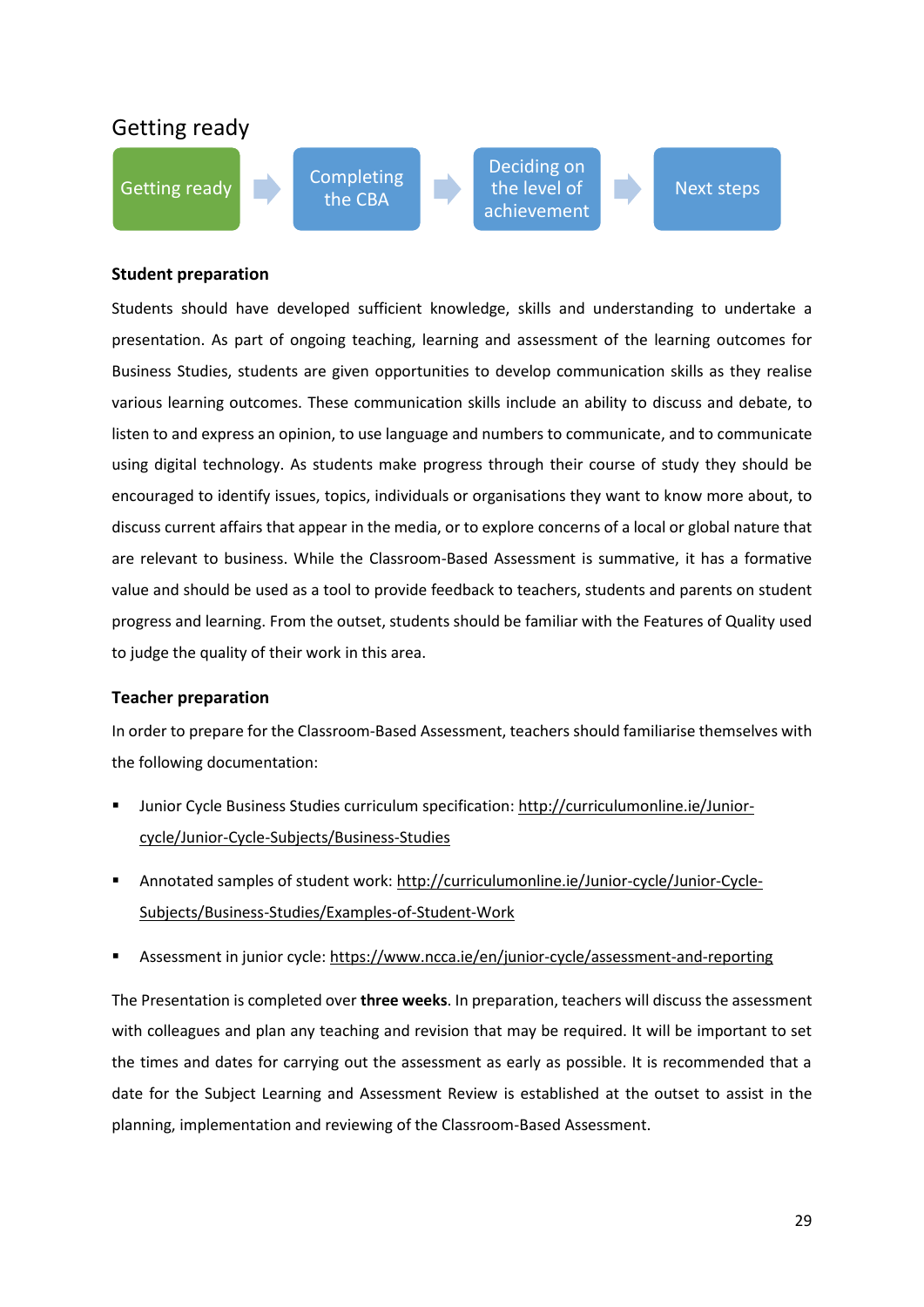## Getting ready

Getting ready → Completing the CBA → Deciding on the level of achievement → Next steps

**Student preparation**

Students should have developed sufficient knowledge, skills and understanding to undertake a presentation. As part of ongoing teaching, learning and assessment of the learning outcomes for Business Studies, students are given opportunities to develop communication skills as they realise various learning outcomes. These communication skills include an ability to discuss and debate, to listen to and express an opinion, to use language and numbers to communicate, and to communicate using digital technology. As students make progress through their course of study they should be encouraged to identify issues, topics, individuals or organisations they want to know more about, to discuss current affairs that appear in the media, or to explore concerns of a local or global nature that are relevant to business. While the Classroom-Based Assessment is summative, it has a formative value and should be used as a tool to provide feedback to teachers, students and parents on student progress and learning. From the outset, students should be familiar with the Features of Quality used to judge the quality of their work in this area.

**Teacher preparation**

In order to prepare for the Classroom-Based Assessment, teachers should familiarise themselves with the following documentation:

- Junior Cycle Business Studies curriculum specification: http://curriculumonline.ie/Junior-cycle/Junior-Cycle-Subjects/Business-Studies
- Annotated samples of student work: http://curriculumonline.ie/Junior-cycle/Junior-Cycle-Subjects/Business-Studies/Examples-of-Student-Work
- Assessment in junior cycle: https://www.ncca.ie/en/junior-cycle/assessment-and-reporting

The Presentation is completed over **three weeks**. In preparation, teachers will discuss the assessment with colleagues and plan any teaching and revision that may be required. It will be important to set the times and dates for carrying out the assessment as early as possible. It is recommended that a date for the Subject Learning and Assessment Review is established at the outset to assist in the planning, implementation and reviewing of the Classroom-Based Assessment.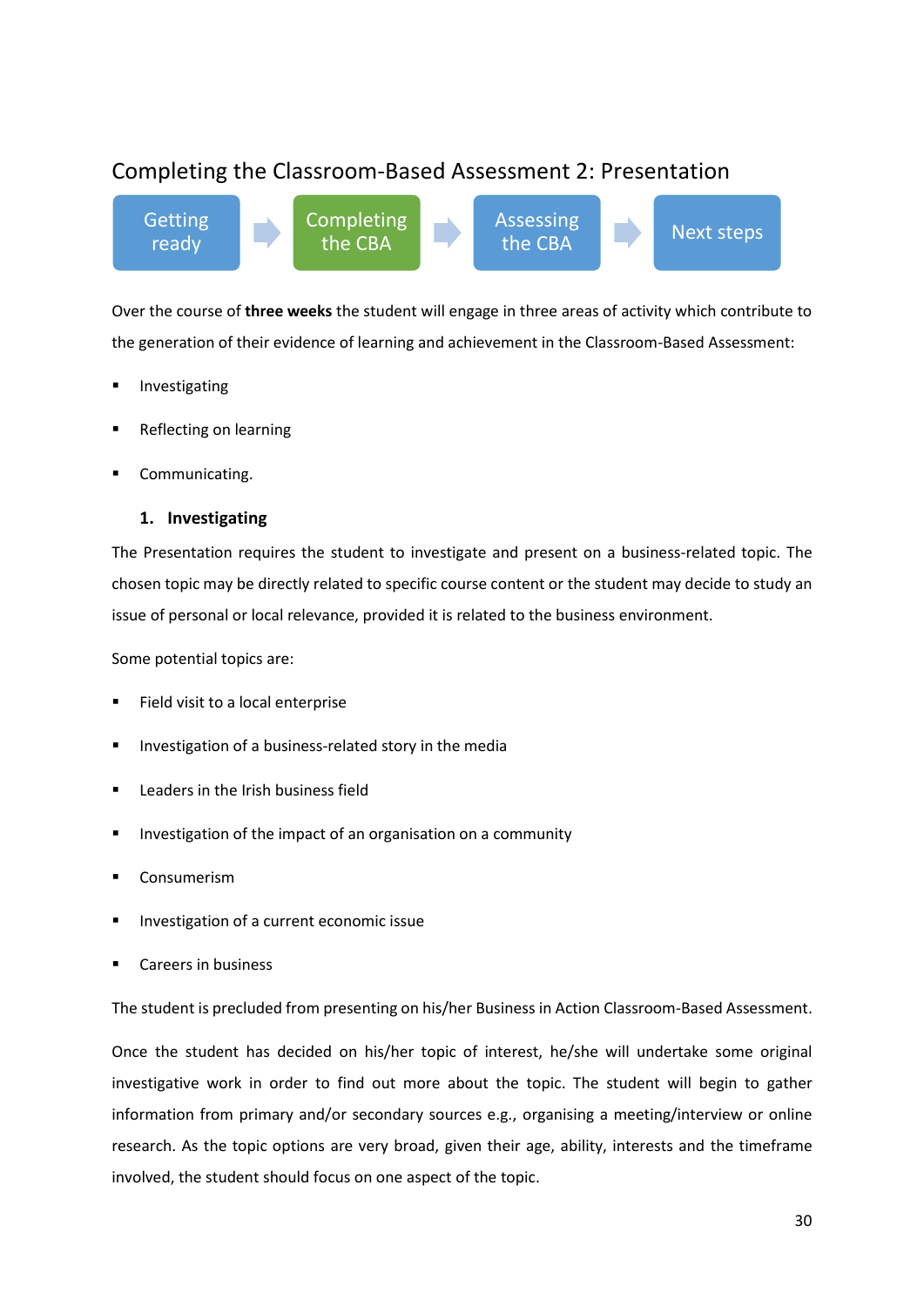## Completing the Classroom-Based Assessment 2: Presentation

Getting ready → **Completing the CBA** → Assessing the CBA → Next steps

Over the course of **three weeks** the student will engage in three areas of activity which contribute to the generation of their evidence of learning and achievement in the Classroom-Based Assessment:

- Investigating
- Reflecting on learning
- Communicating.

### 1. Investigating

The Presentation requires the student to investigate and present on a business-related topic. The chosen topic may be directly related to specific course content or the student may decide to study an issue of personal or local relevance, provided it is related to the business environment.

Some potential topics are:

- Field visit to a local enterprise
- Investigation of a business-related story in the media
- Leaders in the Irish business field
- Investigation of the impact of an organisation on a community
- Consumerism
- Investigation of a current economic issue
- Careers in business

The student is precluded from presenting on his/her Business in Action Classroom-Based Assessment.

Once the student has decided on his/her topic of interest, he/she will undertake some original investigative work in order to find out more about the topic. The student will begin to gather information from primary and/or secondary sources e.g., organising a meeting/interview or online research. As the topic options are very broad, given their age, ability, interests and the timeframe involved, the student should focus on one aspect of the topic.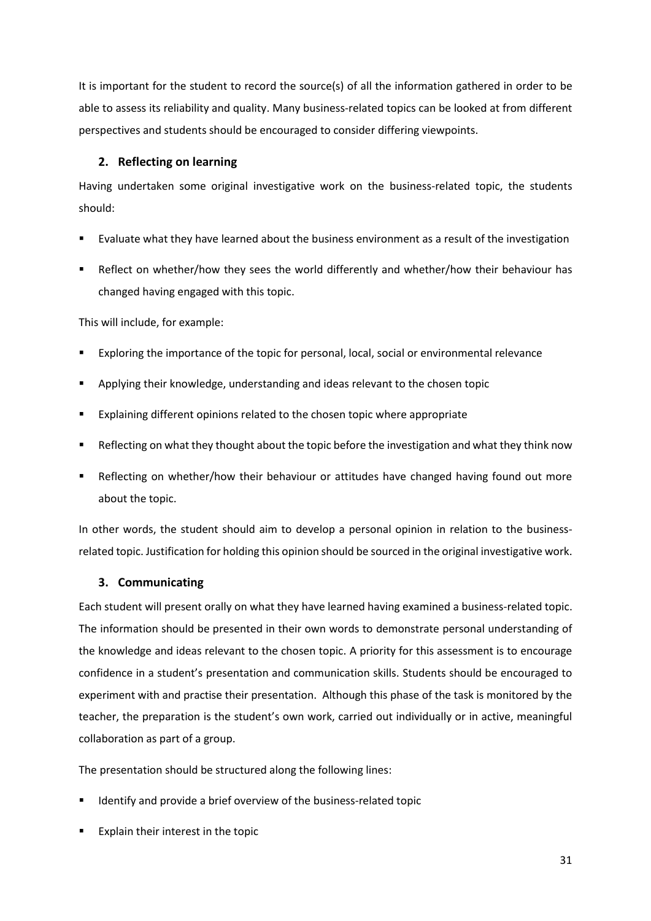It is important for the student to record the source(s) of all the information gathered in order to be able to assess its reliability and quality. Many business-related topics can be looked at from different perspectives and students should be encouraged to consider differing viewpoints.

### 2. Reflecting on learning

Having undertaken some original investigative work on the business-related topic, the students should:

- Evaluate what they have learned about the business environment as a result of the investigation
- Reflect on whether/how they sees the world differently and whether/how their behaviour has changed having engaged with this topic.

This will include, for example:

- Exploring the importance of the topic for personal, local, social or environmental relevance
- Applying their knowledge, understanding and ideas relevant to the chosen topic
- Explaining different opinions related to the chosen topic where appropriate
- Reflecting on what they thought about the topic before the investigation and what they think now
- Reflecting on whether/how their behaviour or attitudes have changed having found out more about the topic.

In other words, the student should aim to develop a personal opinion in relation to the business-related topic. Justification for holding this opinion should be sourced in the original investigative work.

### 3. Communicating

Each student will present orally on what they have learned having examined a business-related topic. The information should be presented in their own words to demonstrate personal understanding of the knowledge and ideas relevant to the chosen topic. A priority for this assessment is to encourage confidence in a student's presentation and communication skills. Students should be encouraged to experiment with and practise their presentation. Although this phase of the task is monitored by the teacher, the preparation is the student's own work, carried out individually or in active, meaningful collaboration as part of a group.

The presentation should be structured along the following lines:

- Identify and provide a brief overview of the business-related topic
- Explain their interest in the topic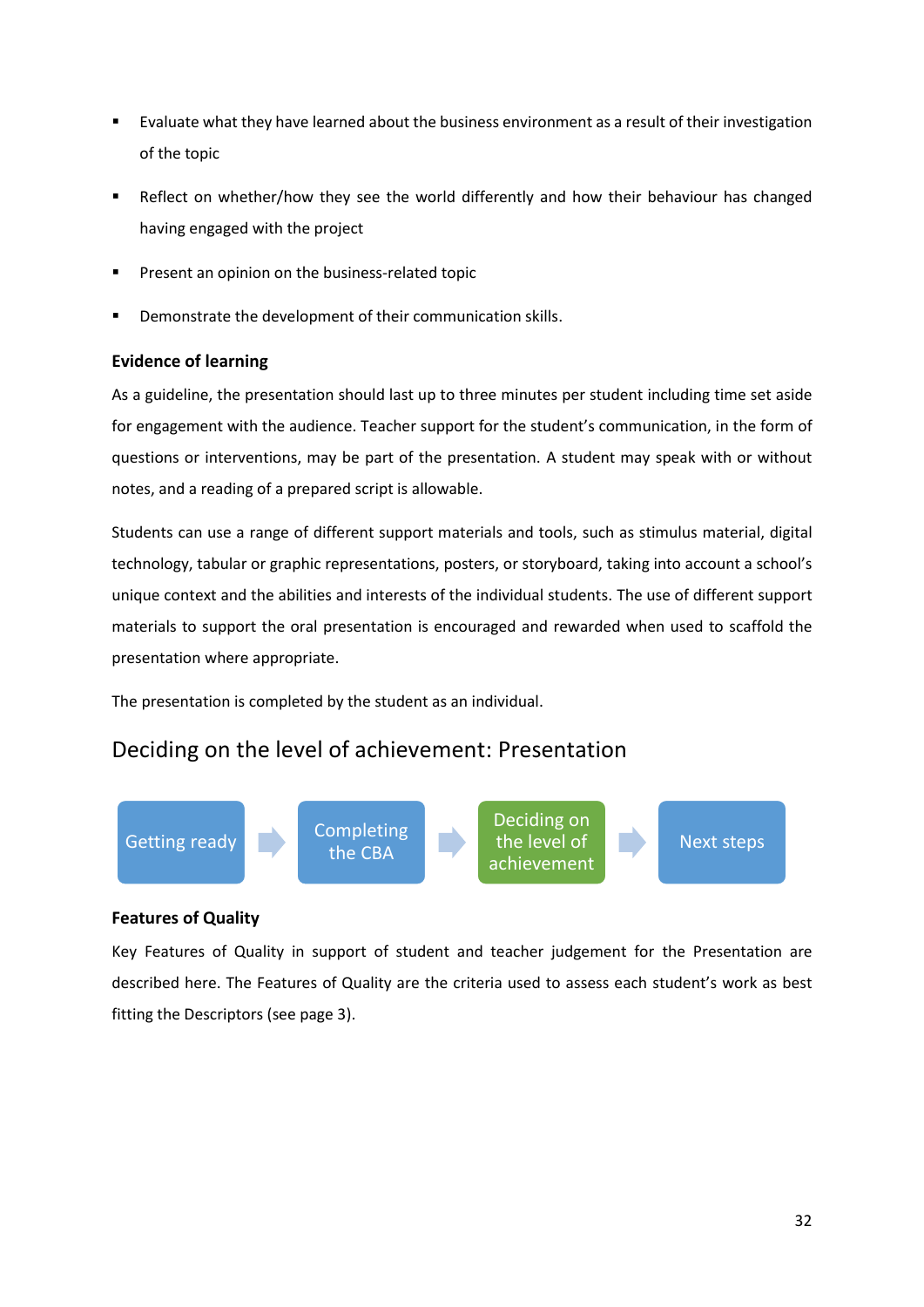- Evaluate what they have learned about the business environment as a result of their investigation of the topic
- Reflect on whether/how they see the world differently and how their behaviour has changed having engaged with the project
- Present an opinion on the business-related topic
- Demonstrate the development of their communication skills.

**Evidence of learning**

As a guideline, the presentation should last up to three minutes per student including time set aside for engagement with the audience. Teacher support for the student's communication, in the form of questions or interventions, may be part of the presentation. A student may speak with or without notes, and a reading of a prepared script is allowable.

Students can use a range of different support materials and tools, such as stimulus material, digital technology, tabular or graphic representations, posters, or storyboard, taking into account a school's unique context and the abilities and interests of the individual students. The use of different support materials to support the oral presentation is encouraged and rewarded when used to scaffold the presentation where appropriate.

The presentation is completed by the student as an individual.

## Deciding on the level of achievement: Presentation

Getting ready → Completing the CBA → **Deciding on the level of achievement** → Next steps

**Features of Quality**

Key Features of Quality in support of student and teacher judgement for the Presentation are described here. The Features of Quality are the criteria used to assess each student's work as best fitting the Descriptors (see page 3).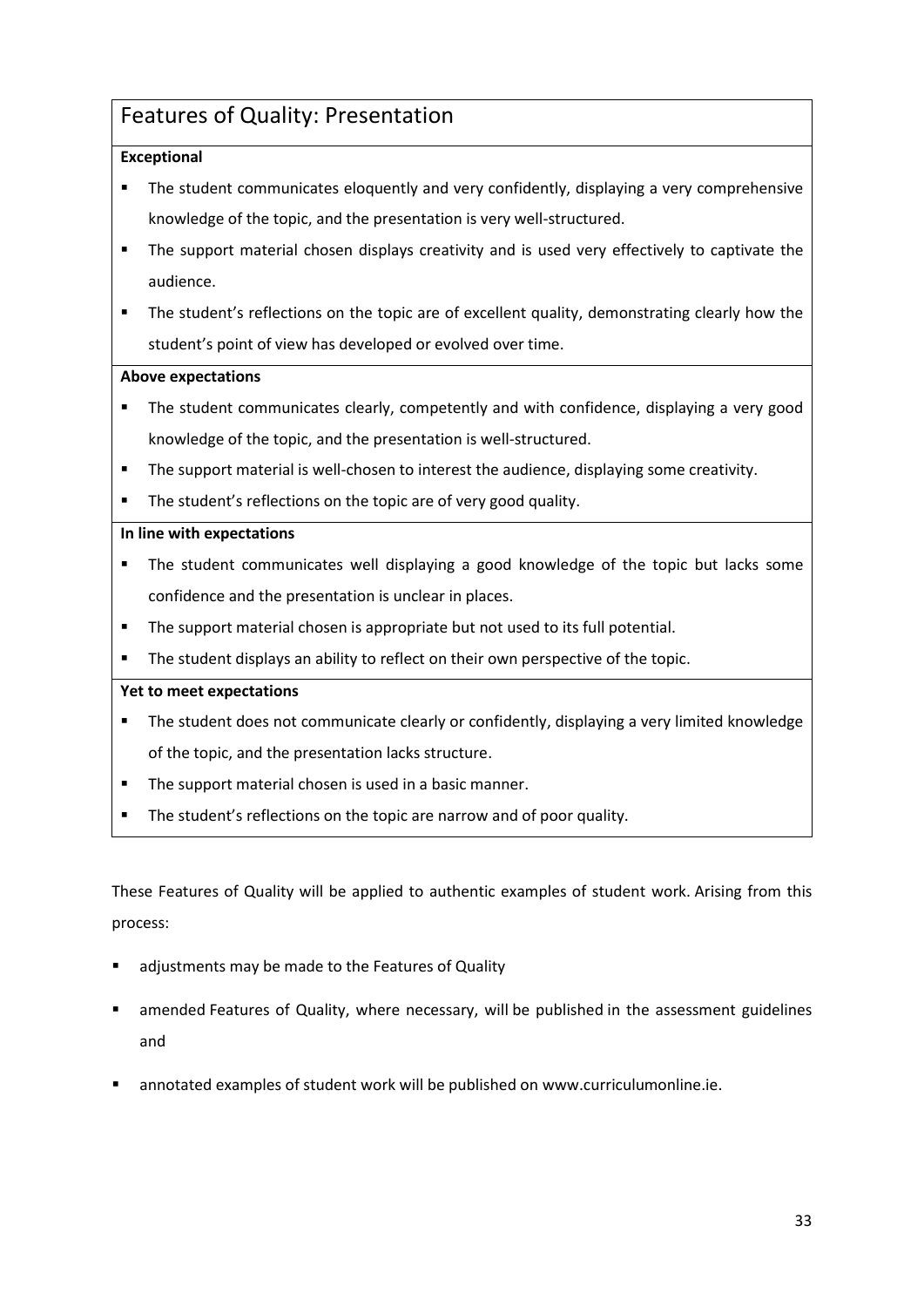## Features of Quality: Presentation

**Exceptional**

- The student communicates eloquently and very confidently, displaying a very comprehensive knowledge of the topic, and the presentation is very well-structured.
- The support material chosen displays creativity and is used very effectively to captivate the audience.
- The student's reflections on the topic are of excellent quality, demonstrating clearly how the student's point of view has developed or evolved over time.

**Above expectations**

- The student communicates clearly, competently and with confidence, displaying a very good knowledge of the topic, and the presentation is well-structured.
- The support material is well-chosen to interest the audience, displaying some creativity.
- The student's reflections on the topic are of very good quality.

**In line with expectations**

- The student communicates well displaying a good knowledge of the topic but lacks some confidence and the presentation is unclear in places.
- The support material chosen is appropriate but not used to its full potential.
- The student displays an ability to reflect on their own perspective of the topic.

**Yet to meet expectations**

- The student does not communicate clearly or confidently, displaying a very limited knowledge of the topic, and the presentation lacks structure.
- The support material chosen is used in a basic manner.
- The student's reflections on the topic are narrow and of poor quality.

These Features of Quality will be applied to authentic examples of student work. Arising from this process:

- adjustments may be made to the Features of Quality
- amended Features of Quality, where necessary, will be published in the assessment guidelines and
- annotated examples of student work will be published on www.curriculumonline.ie.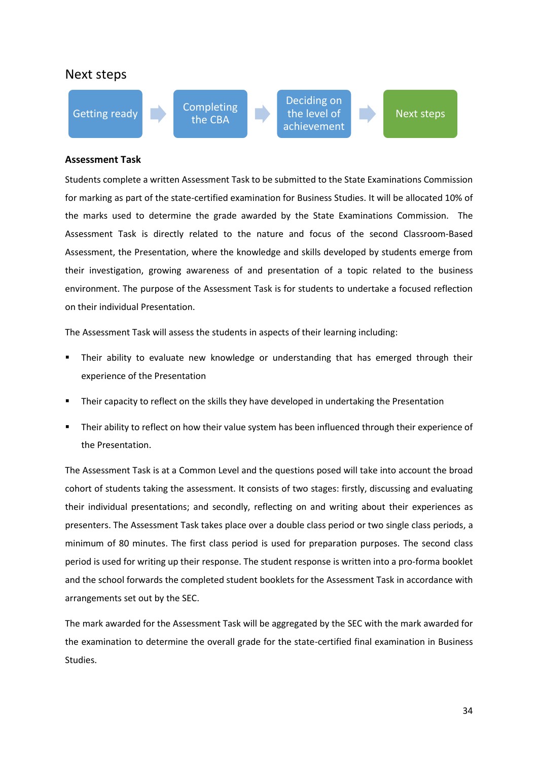## Next steps

Getting ready → Completing the CBA → Deciding on the level of achievement → Next steps

**Assessment Task**

Students complete a written Assessment Task to be submitted to the State Examinations Commission for marking as part of the state-certified examination for Business Studies. It will be allocated 10% of the marks used to determine the grade awarded by the State Examinations Commission. The Assessment Task is directly related to the nature and focus of the second Classroom-Based Assessment, the Presentation, where the knowledge and skills developed by students emerge from their investigation, growing awareness of and presentation of a topic related to the business environment. The purpose of the Assessment Task is for students to undertake a focused reflection on their individual Presentation.

The Assessment Task will assess the students in aspects of their learning including:

- Their ability to evaluate new knowledge or understanding that has emerged through their experience of the Presentation
- Their capacity to reflect on the skills they have developed in undertaking the Presentation
- Their ability to reflect on how their value system has been influenced through their experience of the Presentation.

The Assessment Task is at a Common Level and the questions posed will take into account the broad cohort of students taking the assessment. It consists of two stages: firstly, discussing and evaluating their individual presentations; and secondly, reflecting on and writing about their experiences as presenters. The Assessment Task takes place over a double class period or two single class periods, a minimum of 80 minutes. The first class period is used for preparation purposes. The second class period is used for writing up their response. The student response is written into a pro-forma booklet and the school forwards the completed student booklets for the Assessment Task in accordance with arrangements set out by the SEC.

The mark awarded for the Assessment Task will be aggregated by the SEC with the mark awarded for the examination to determine the overall grade for the state-certified final examination in Business Studies.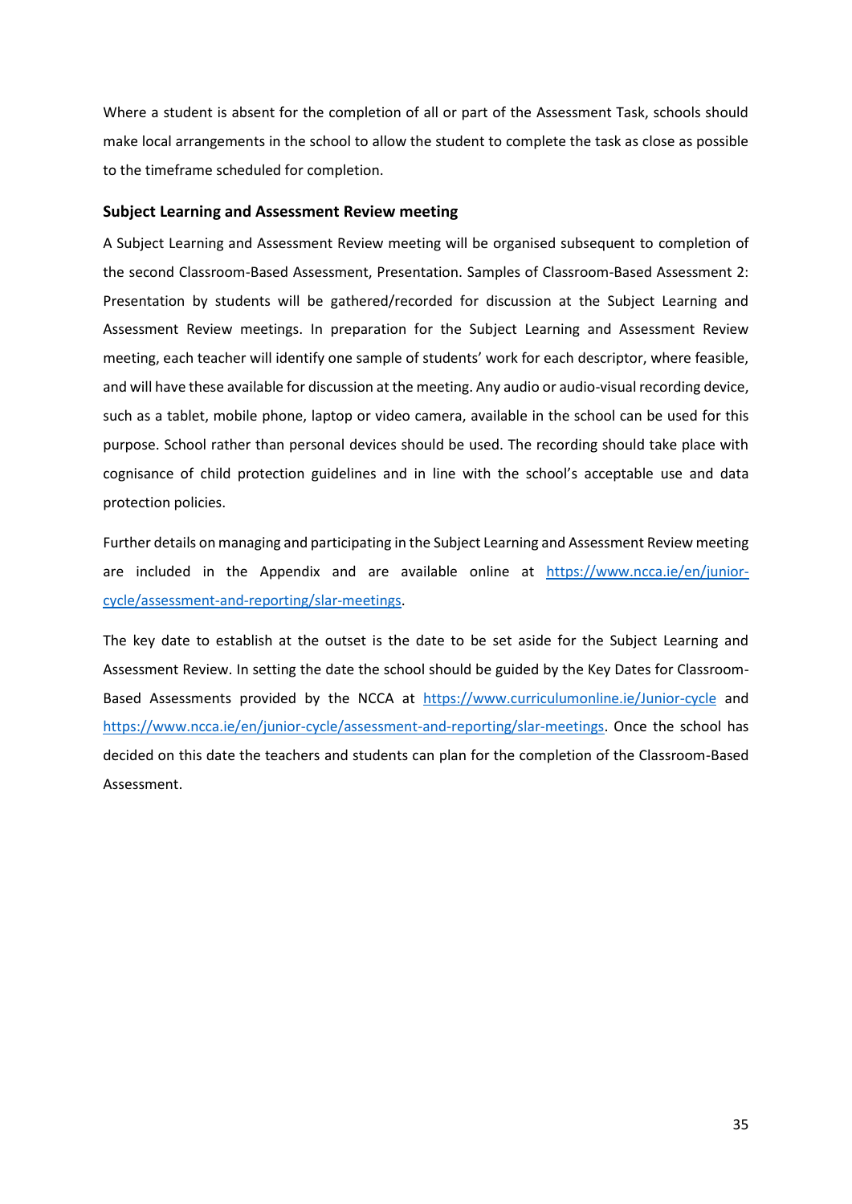Where a student is absent for the completion of all or part of the Assessment Task, schools should make local arrangements in the school to allow the student to complete the task as close as possible to the timeframe scheduled for completion.

### Subject Learning and Assessment Review meeting

A Subject Learning and Assessment Review meeting will be organised subsequent to completion of the second Classroom-Based Assessment, Presentation. Samples of Classroom-Based Assessment 2: Presentation by students will be gathered/recorded for discussion at the Subject Learning and Assessment Review meetings. In preparation for the Subject Learning and Assessment Review meeting, each teacher will identify one sample of students' work for each descriptor, where feasible, and will have these available for discussion at the meeting. Any audio or audio-visual recording device, such as a tablet, mobile phone, laptop or video camera, available in the school can be used for this purpose. School rather than personal devices should be used. The recording should take place with cognisance of child protection guidelines and in line with the school's acceptable use and data protection policies.

Further details on managing and participating in the Subject Learning and Assessment Review meeting are included in the Appendix and are available online at [https://www.ncca.ie/en/junior-cycle/assessment-and-reporting/slar-meetings](https://www.ncca.ie/en/junior-cycle/assessment-and-reporting/slar-meetings).

The key date to establish at the outset is the date to be set aside for the Subject Learning and Assessment Review. In setting the date the school should be guided by the Key Dates for Classroom-Based Assessments provided by the NCCA at [https://www.curriculumonline.ie/Junior-cycle](https://www.curriculumonline.ie/Junior-cycle) and [https://www.ncca.ie/en/junior-cycle/assessment-and-reporting/slar-meetings](https://www.ncca.ie/en/junior-cycle/assessment-and-reporting/slar-meetings). Once the school has decided on this date the teachers and students can plan for the completion of the Classroom-Based Assessment.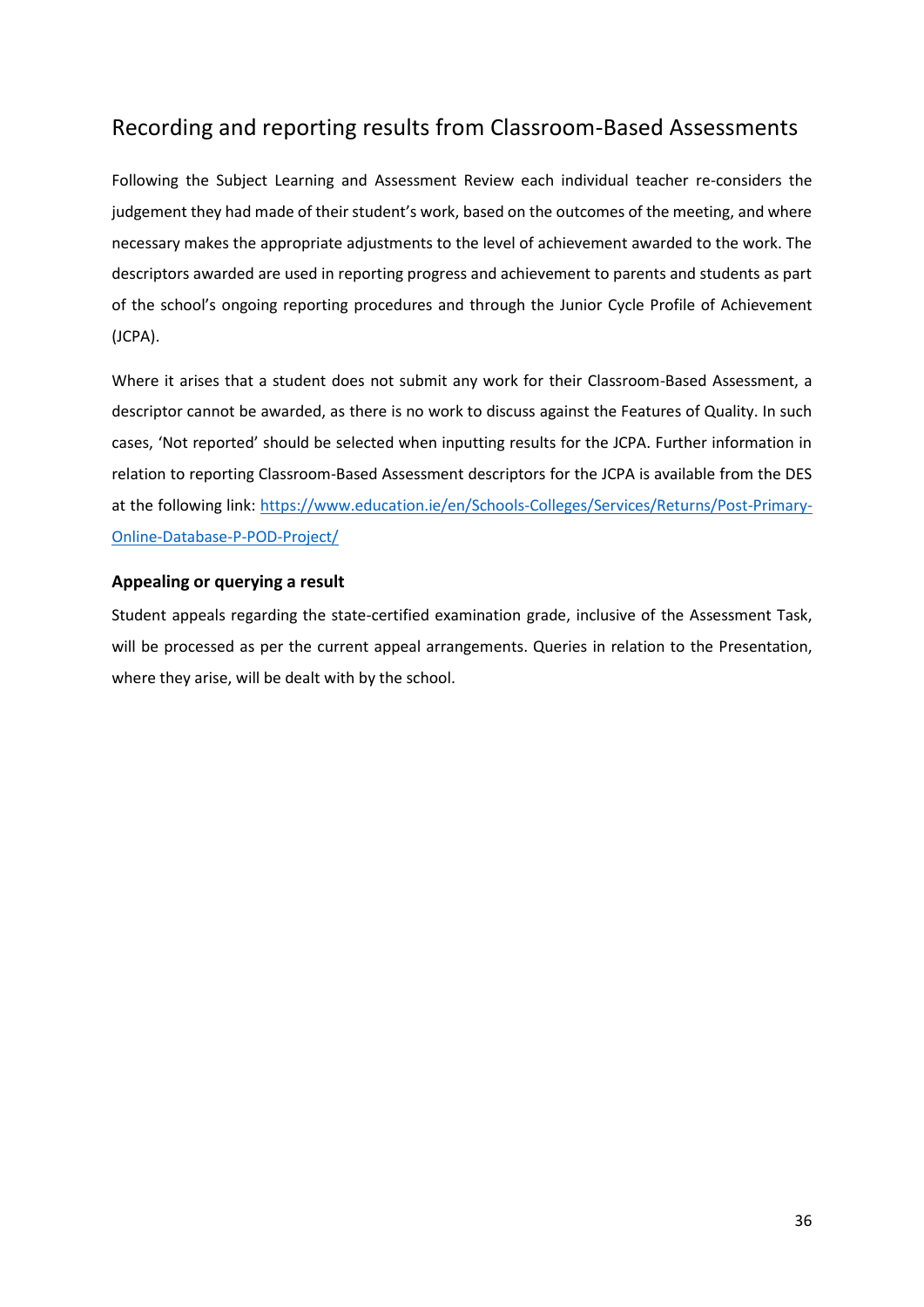## Recording and reporting results from Classroom-Based Assessments

Following the Subject Learning and Assessment Review each individual teacher re-considers the judgement they had made of their student's work, based on the outcomes of the meeting, and where necessary makes the appropriate adjustments to the level of achievement awarded to the work. The descriptors awarded are used in reporting progress and achievement to parents and students as part of the school's ongoing reporting procedures and through the Junior Cycle Profile of Achievement (JCPA).

Where it arises that a student does not submit any work for their Classroom-Based Assessment, a descriptor cannot be awarded, as there is no work to discuss against the Features of Quality. In such cases, 'Not reported' should be selected when inputting results for the JCPA. Further information in relation to reporting Classroom-Based Assessment descriptors for the JCPA is available from the DES at the following link: [https://www.education.ie/en/Schools-Colleges/Services/Returns/Post-Primary-Online-Database-P-POD-Project/](https://www.education.ie/en/Schools-Colleges/Services/Returns/Post-Primary-Online-Database-P-POD-Project/)

### Appealing or querying a result

Student appeals regarding the state-certified examination grade, inclusive of the Assessment Task, will be processed as per the current appeal arrangements. Queries in relation to the Presentation, where they arise, will be dealt with by the school.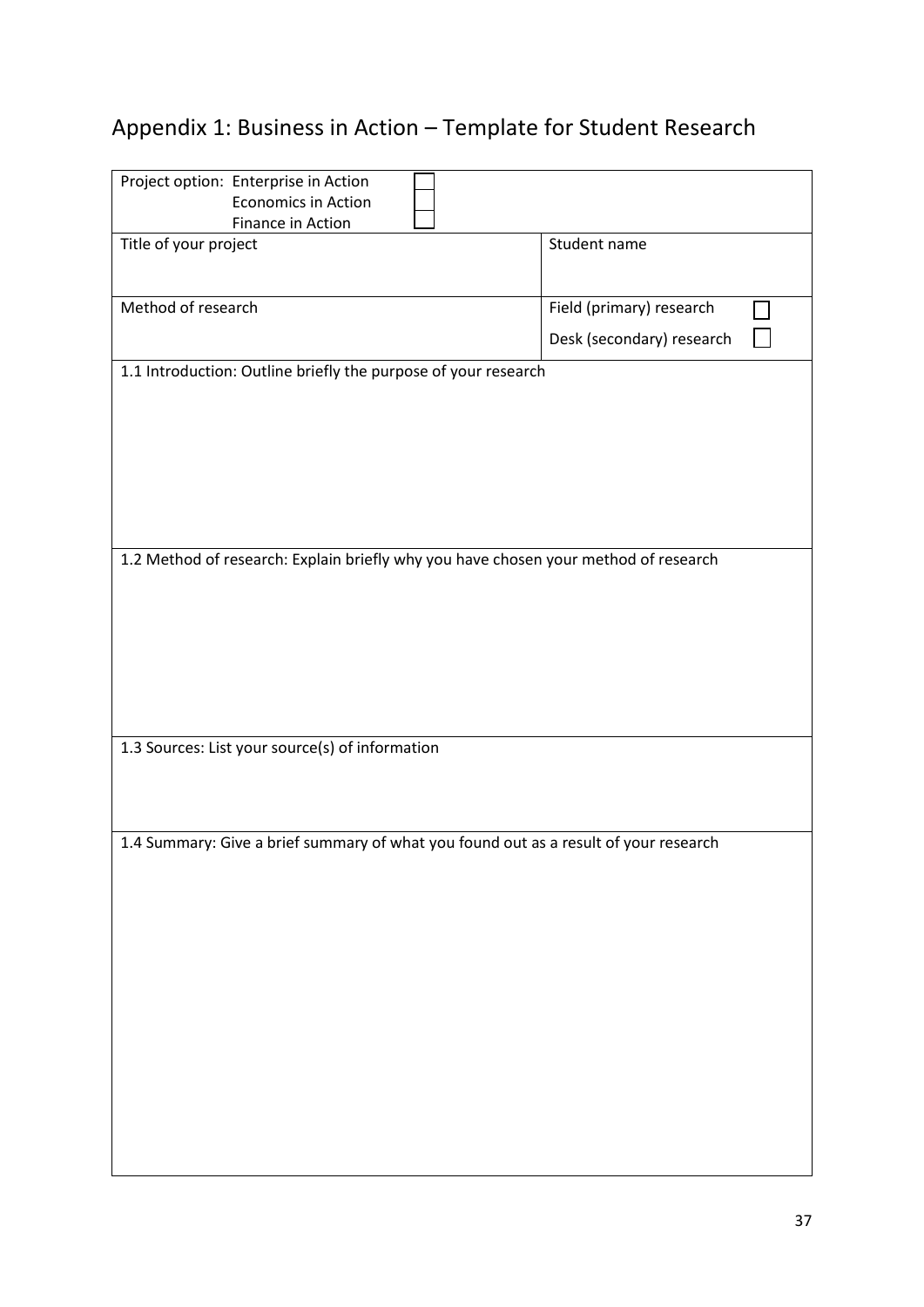## Appendix 1: Business in Action – Template for Student Research

| Project option: Enterprise in Action ☐<br>Economics in Action ☐<br>Finance in Action ☐ | |
|---|---|
| Title of your project | Student name |
| Method of research | Field (primary) research ☐<br>Desk (secondary) research ☐ |
| 1.1 Introduction: Outline briefly the purpose of your research | |
| 1.2 Method of research: Explain briefly why you have chosen your method of research | |
| 1.3 Sources: List your source(s) of information | |
| 1.4 Summary: Give a brief summary of what you found out as a result of your research | |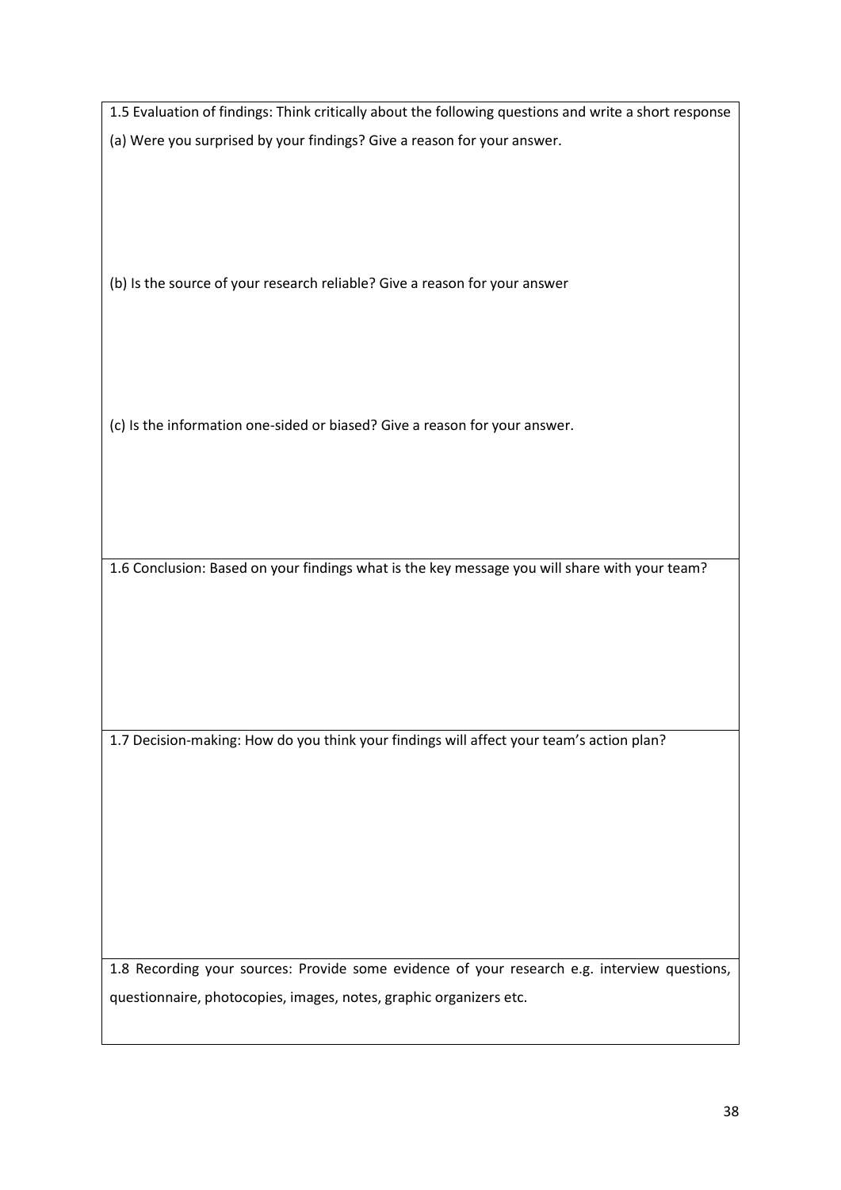1.5 Evaluation of findings: Think critically about the following questions and write a short response

(a) Were you surprised by your findings? Give a reason for your answer.

(b) Is the source of your research reliable? Give a reason for your answer

(c) Is the information one-sided or biased? Give a reason for your answer.

1.6 Conclusion: Based on your findings what is the key message you will share with your team?

1.7 Decision-making: How do you think your findings will affect your team's action plan?

1.8 Recording your sources: Provide some evidence of your research e.g. interview questions, questionnaire, photocopies, images, notes, graphic organizers etc.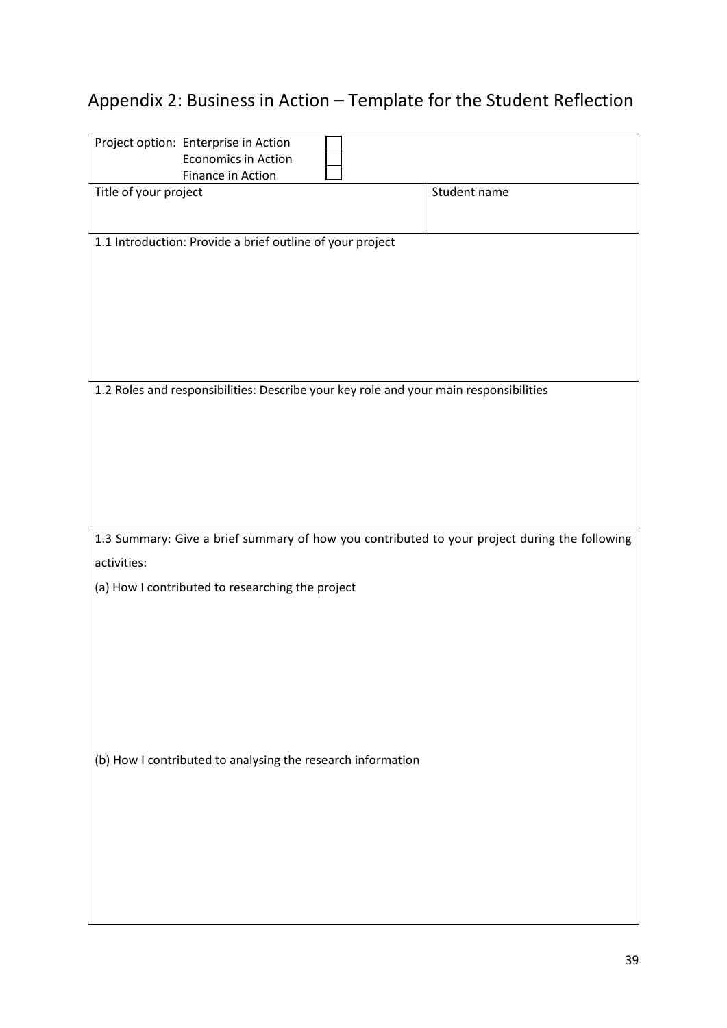# Appendix 2: Business in Action – Template for the Student Reflection

| Project option: Enterprise in Action ☐<br>Economics in Action ☐<br>Finance in Action ☐ | |
|---|---|
| Title of your project | Student name |
| 1.1 Introduction: Provide a brief outline of your project | |
| 1.2 Roles and responsibilities: Describe your key role and your main responsibilities | |
| 1.3 Summary: Give a brief summary of how you contributed to your project during the following activities:<br><br>(a) How I contributed to researching the project<br><br>(b) How I contributed to analysing the research information | |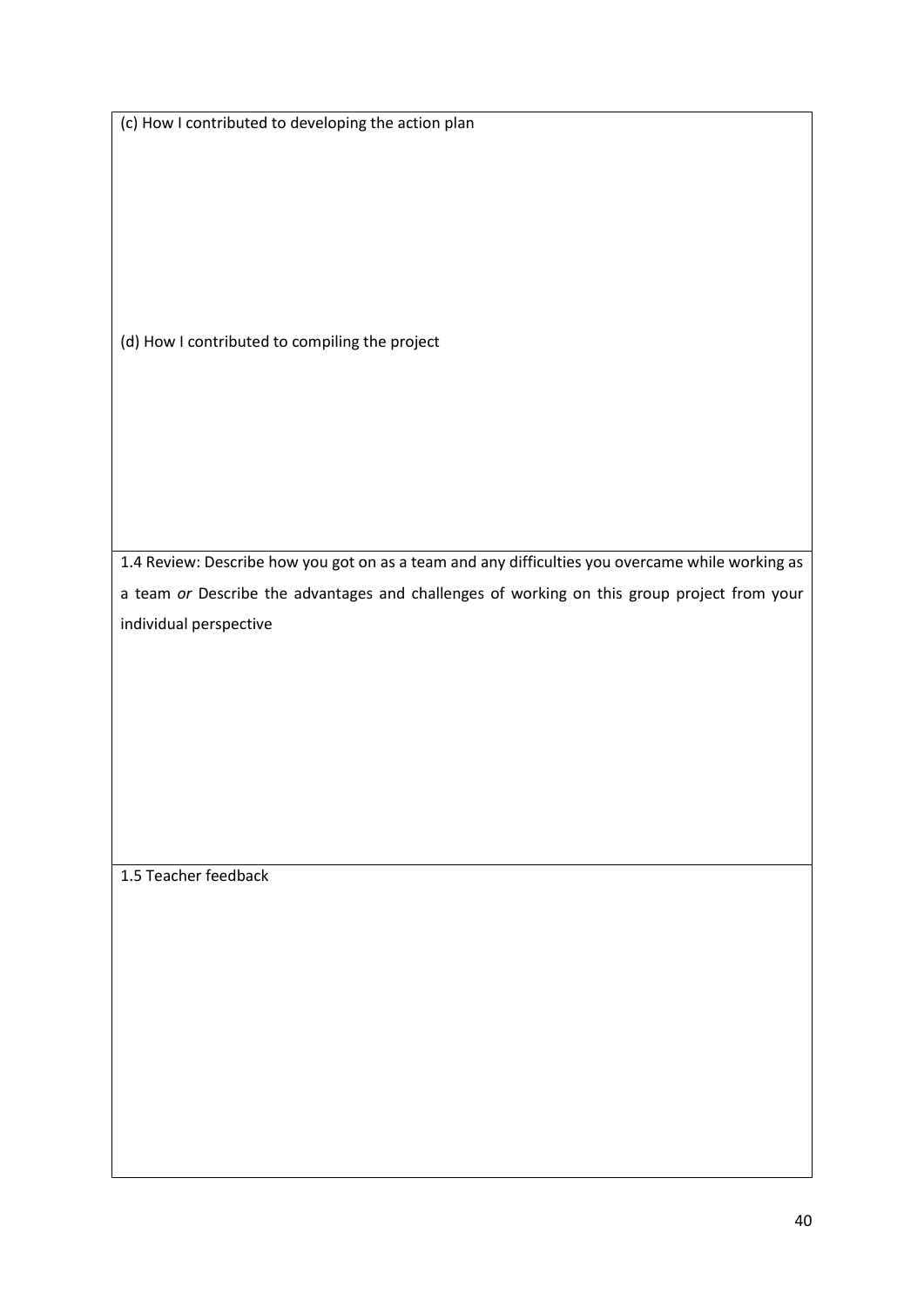(c) How I contributed to developing the action plan

(d) How I contributed to compiling the project

1.4 Review: Describe how you got on as a team and any difficulties you overcame while working as a team *or* Describe the advantages and challenges of working on this group project from your individual perspective

1.5 Teacher feedback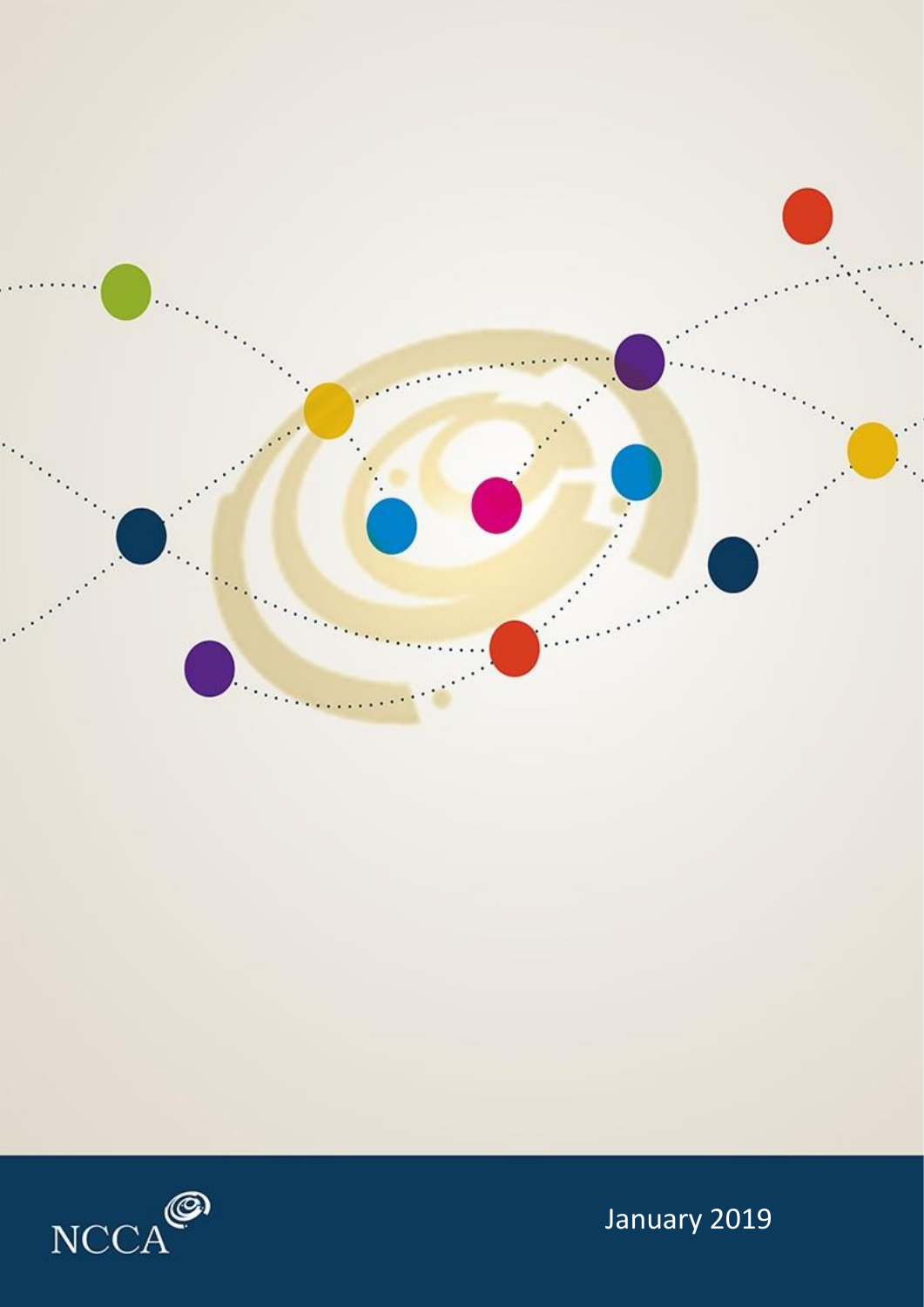NCCA

January 2019